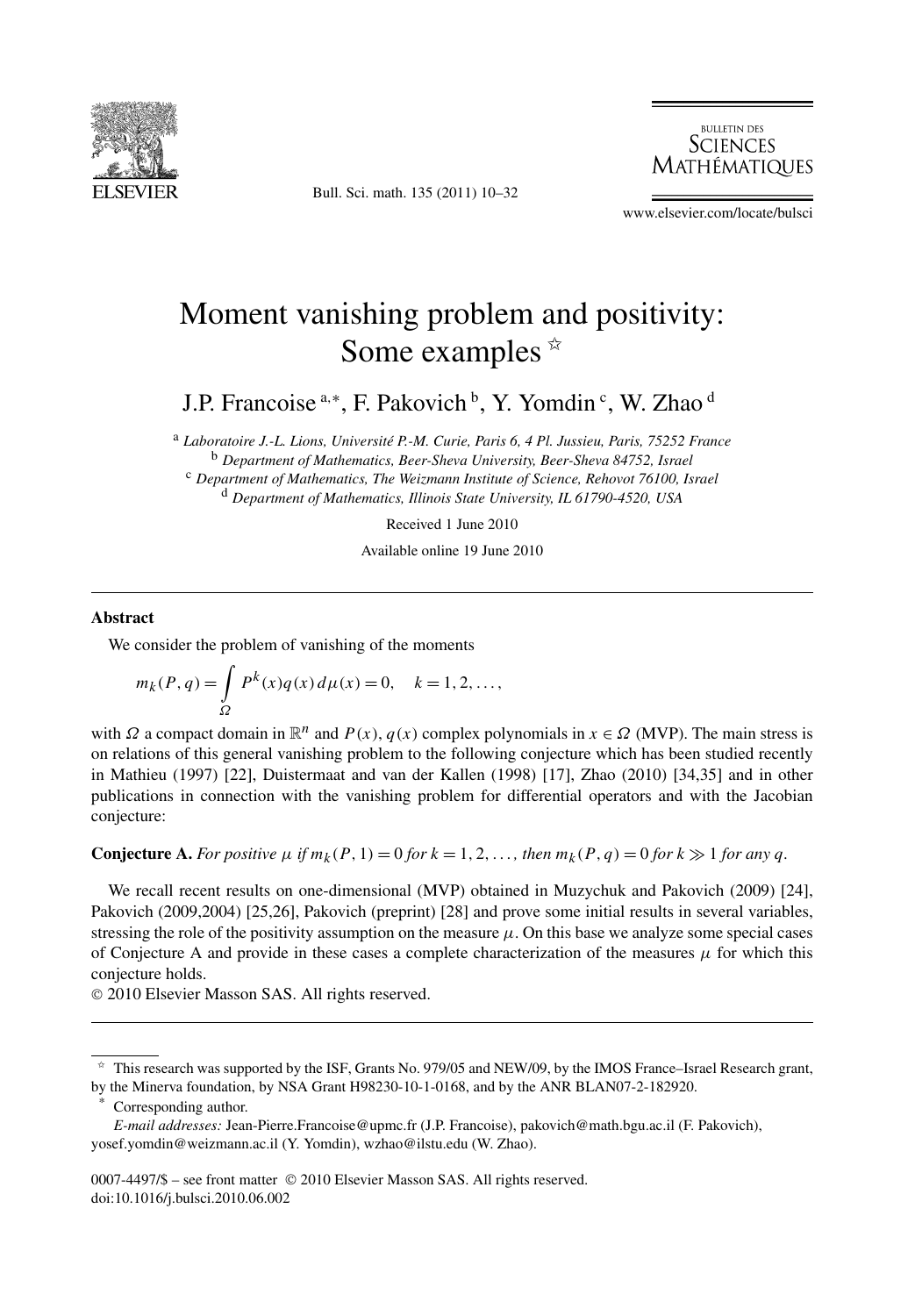# Moment vanishing problem and positivity: Some examples ☆

J.P. Francoise [a,*], F. Pakovich [b], Y. Yomdin [c], W. Zhao [d]

[a] *Laboratoire J.-L. Lions, Université P.-M. Curie, Paris 6, 4 Pl. Jussieu, Paris, 75252 France*
[b] *Department of Mathematics, Beer-Sheva University, Beer-Sheva 84752, Israel*
[c] *Department of Mathematics, The Weizmann Institute of Science, Rehovot 76100, Israel*
[d] *Department of Mathematics, Illinois State University, IL 61790-4520, USA*

Received 1 June 2010

Available online 19 June 2010

## Abstract

We consider the problem of vanishing of the moments

$$m_k(P,q) = \int\limits_{\Omega} P^k(x)q(x)\,d\mu(x) = 0, \quad k = 1, 2, \ldots,$$

with $\Omega$ a compact domain in $\mathbb{R}^n$ and $P(x)$, $q(x)$ complex polynomials in $x \in \Omega$ (MVP). The main stress is on relations of this general vanishing problem to the following conjecture which has been studied recently in Mathieu (1997) [22], Duistermaat and van der Kallen (1998) [17], Zhao (2010) [34,35] and in other publications in connection with the vanishing problem for differential operators and with the Jacobian conjecture:

**Conjecture A.** *For positive $\mu$ if $m_k(P,1) = 0$ for $k = 1, 2, \ldots$, then $m_k(P,q) = 0$ for $k \gg 1$ for any $q$.*

We recall recent results on one-dimensional (MVP) obtained in Muzychuk and Pakovich (2009) [24], Pakovich (2009,2004) [25,26], Pakovich (preprint) [28] and prove some initial results in several variables, stressing the role of the positivity assumption on the measure $\mu$. On this base we analyze some special cases of Conjecture A and provide in these cases a complete characterization of the measures $\mu$ for which this conjecture holds.

© 2010 Elsevier Masson SAS. All rights reserved.

---

☆ This research was supported by the ISF, Grants No. 979/05 and NEW/09, by the IMOS France–Israel Research grant, by the Minerva foundation, by NSA Grant H98230-10-1-0168, and by the ANR BLAN07-2-182920.

\* Corresponding author.

*E-mail addresses:* Jean-Pierre.Francoise@upmc.fr (J.P. Francoise), pakovich@math.bgu.ac.il (F. Pakovich), yosef.yomdin@weizmann.ac.il (Y. Yomdin), wzhao@ilstu.edu (W. Zhao).

0007-4497/$ – see front matter © 2010 Elsevier Masson SAS. All rights reserved.
doi:10.1016/j.bulsci.2010.06.002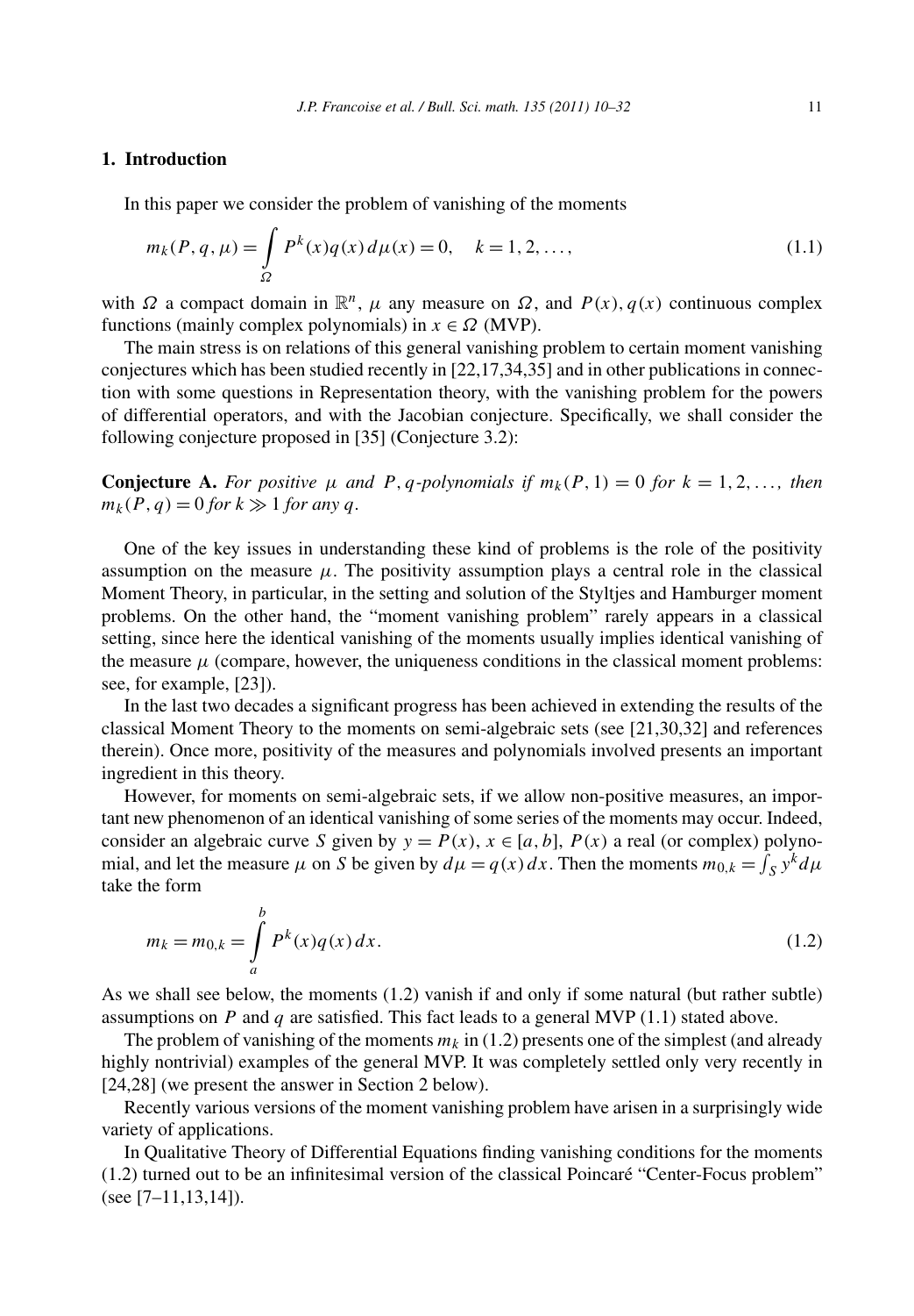## 1. Introduction

In this paper we consider the problem of vanishing of the moments

$$m_k(P, q, \mu) = \int_{\Omega} P^k(x) q(x)\, d\mu(x) = 0, \quad k = 1, 2, \ldots, \tag{1.1}$$

with $\Omega$ a compact domain in $\mathbb{R}^n$, $\mu$ any measure on $\Omega$, and $P(x), q(x)$ continuous complex functions (mainly complex polynomials) in $x \in \Omega$ (MVP).

The main stress is on relations of this general vanishing problem to certain moment vanishing conjectures which has been studied recently in [22,17,34,35] and in other publications in connection with some questions in Representation theory, with the vanishing problem for the powers of differential operators, and with the Jacobian conjecture. Specifically, we shall consider the following conjecture proposed in [35] (Conjecture 3.2):

**Conjecture A.** *For positive $\mu$ and $P, q$-polynomials if $m_k(P, 1) = 0$ for $k = 1, 2, \ldots,$ then $m_k(P, q) = 0$ for $k \gg 1$ for any $q$.*

One of the key issues in understanding these kind of problems is the role of the positivity assumption on the measure $\mu$. The positivity assumption plays a central role in the classical Moment Theory, in particular, in the setting and solution of the Styltjes and Hamburger moment problems. On the other hand, the "moment vanishing problem" rarely appears in a classical setting, since here the identical vanishing of the moments usually implies identical vanishing of the measure $\mu$ (compare, however, the uniqueness conditions in the classical moment problems: see, for example, [23]).

In the last two decades a significant progress has been achieved in extending the results of the classical Moment Theory to the moments on semi-algebraic sets (see [21,30,32] and references therein). Once more, positivity of the measures and polynomials involved presents an important ingredient in this theory.

However, for moments on semi-algebraic sets, if we allow non-positive measures, an important new phenomenon of an identical vanishing of some series of the moments may occur. Indeed, consider an algebraic curve $S$ given by $y = P(x)$, $x \in [a, b]$, $P(x)$ a real (or complex) polynomial, and let the measure $\mu$ on $S$ be given by $d\mu = q(x)\, dx$. Then the moments $m_{0,k} = \int_S y^k d\mu$ take the form

$$m_k = m_{0,k} = \int_a^b P^k(x) q(x)\, dx. \tag{1.2}$$

As we shall see below, the moments (1.2) vanish if and only if some natural (but rather subtle) assumptions on $P$ and $q$ are satisfied. This fact leads to a general MVP (1.1) stated above.

The problem of vanishing of the moments $m_k$ in (1.2) presents one of the simplest (and already highly nontrivial) examples of the general MVP. It was completely settled only very recently in [24,28] (we present the answer in Section 2 below).

Recently various versions of the moment vanishing problem have arisen in a surprisingly wide variety of applications.

In Qualitative Theory of Differential Equations finding vanishing conditions for the moments (1.2) turned out to be an infinitesimal version of the classical Poincaré "Center-Focus problem" (see [7–11,13,14]).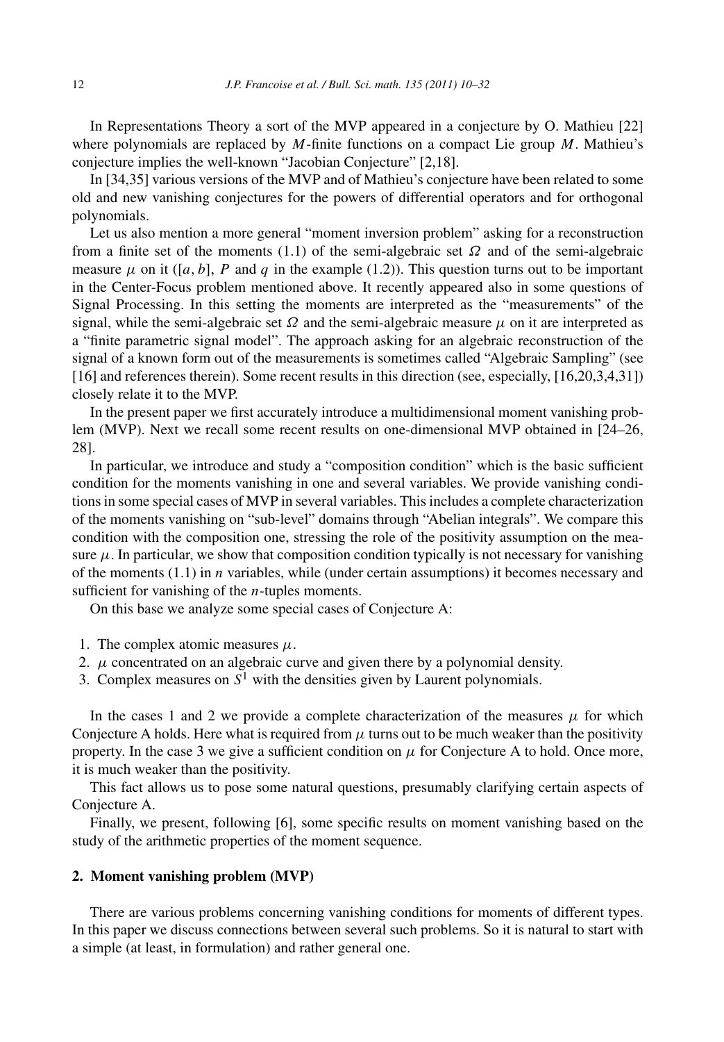In Representations Theory a sort of the MVP appeared in a conjecture by O. Mathieu [22] where polynomials are replaced by $M$-finite functions on a compact Lie group $M$. Mathieu's conjecture implies the well-known "Jacobian Conjecture" [2,18].

In [34,35] various versions of the MVP and of Mathieu's conjecture have been related to some old and new vanishing conjectures for the powers of differential operators and for orthogonal polynomials.

Let us also mention a more general "moment inversion problem" asking for a reconstruction from a finite set of the moments (1.1) of the semi-algebraic set $\Omega$ and of the semi-algebraic measure $\mu$ on it ($[a,b]$, $P$ and $q$ in the example (1.2)). This question turns out to be important in the Center-Focus problem mentioned above. It recently appeared also in some questions of Signal Processing. In this setting the moments are interpreted as the "measurements" of the signal, while the semi-algebraic set $\Omega$ and the semi-algebraic measure $\mu$ on it are interpreted as a "finite parametric signal model". The approach asking for an algebraic reconstruction of the signal of a known form out of the measurements is sometimes called "Algebraic Sampling" (see [16] and references therein). Some recent results in this direction (see, especially, [16,20,3,4,31]) closely relate it to the MVP.

In the present paper we first accurately introduce a multidimensional moment vanishing problem (MVP). Next we recall some recent results on one-dimensional MVP obtained in [24–26, 28].

In particular, we introduce and study a "composition condition" which is the basic sufficient condition for the moments vanishing in one and several variables. We provide vanishing conditions in some special cases of MVP in several variables. This includes a complete characterization of the moments vanishing on "sub-level" domains through "Abelian integrals". We compare this condition with the composition one, stressing the role of the positivity assumption on the measure $\mu$. In particular, we show that composition condition typically is not necessary for vanishing of the moments (1.1) in $n$ variables, while (under certain assumptions) it becomes necessary and sufficient for vanishing of the $n$-tuples moments.

On this base we analyze some special cases of Conjecture A:

1. The complex atomic measures $\mu$.
2. $\mu$ concentrated on an algebraic curve and given there by a polynomial density.
3. Complex measures on $S^1$ with the densities given by Laurent polynomials.

In the cases 1 and 2 we provide a complete characterization of the measures $\mu$ for which Conjecture A holds. Here what is required from $\mu$ turns out to be much weaker than the positivity property. In the case 3 we give a sufficient condition on $\mu$ for Conjecture A to hold. Once more, it is much weaker than the positivity.

This fact allows us to pose some natural questions, presumably clarifying certain aspects of Conjecture A.

Finally, we present, following [6], some specific results on moment vanishing based on the study of the arithmetic properties of the moment sequence.

## 2. Moment vanishing problem (MVP)

There are various problems concerning vanishing conditions for moments of different types. In this paper we discuss connections between several such problems. So it is natural to start with a simple (at least, in formulation) and rather general one.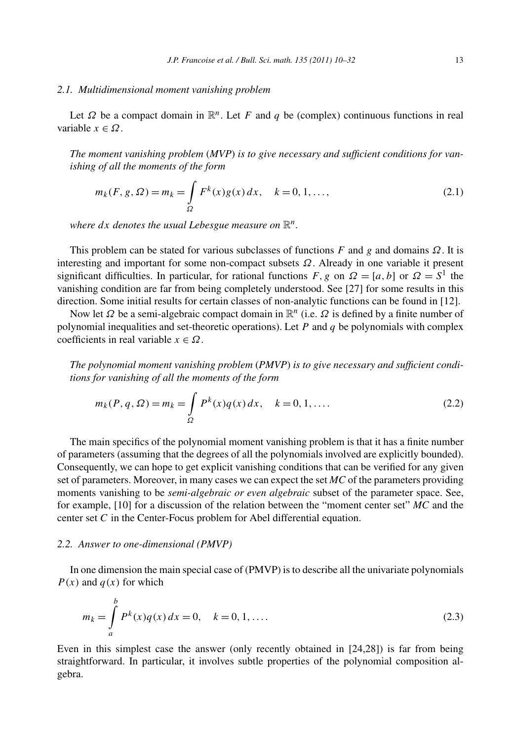### 2.1. Multidimensional moment vanishing problem

Let $\Omega$ be a compact domain in $\mathbb{R}^n$. Let $F$ and $q$ be (complex) continuous functions in real variable $x \in \Omega$.

*The moment vanishing problem (MVP) is to give necessary and sufficient conditions for vanishing of all the moments of the form*

$$m_k(F, g, \Omega) = m_k = \int_{\Omega} F^k(x) g(x)\, dx, \quad k = 0, 1, \ldots, \tag{2.1}$$

*where $dx$ denotes the usual Lebesgue measure on $\mathbb{R}^n$.*

This problem can be stated for various subclasses of functions $F$ and $g$ and domains $\Omega$. It is interesting and important for some non-compact subsets $\Omega$. Already in one variable it present significant difficulties. In particular, for rational functions $F, g$ on $\Omega = [a, b]$ or $\Omega = S^1$ the vanishing condition are far from being completely understood. See [27] for some results in this direction. Some initial results for certain classes of non-analytic functions can be found in [12].

Now let $\Omega$ be a semi-algebraic compact domain in $\mathbb{R}^n$ (i.e. $\Omega$ is defined by a finite number of polynomial inequalities and set-theoretic operations). Let $P$ and $q$ be polynomials with complex coefficients in real variable $x \in \Omega$.

*The polynomial moment vanishing problem (PMVP) is to give necessary and sufficient conditions for vanishing of all the moments of the form*

$$m_k(P, q, \Omega) = m_k = \int_{\Omega} P^k(x) q(x)\, dx, \quad k = 0, 1, \ldots. \tag{2.2}$$

The main specifics of the polynomial moment vanishing problem is that it has a finite number of parameters (assuming that the degrees of all the polynomials involved are explicitly bounded). Consequently, we can hope to get explicit vanishing conditions that can be verified for any given set of parameters. Moreover, in many cases we can expect the set *MC* of the parameters providing moments vanishing to be *semi-algebraic or even algebraic* subset of the parameter space. See, for example, [10] for a discussion of the relation between the "moment center set" *MC* and the center set *C* in the Center-Focus problem for Abel differential equation.

### 2.2. Answer to one-dimensional (PMVP)

In one dimension the main special case of (PMVP) is to describe all the univariate polynomials $P(x)$ and $q(x)$ for which

$$m_k = \int_a^b P^k(x) q(x)\, dx = 0, \quad k = 0, 1, \ldots. \tag{2.3}$$

Even in this simplest case the answer (only recently obtained in [24,28]) is far from being straightforward. In particular, it involves subtle properties of the polynomial composition algebra.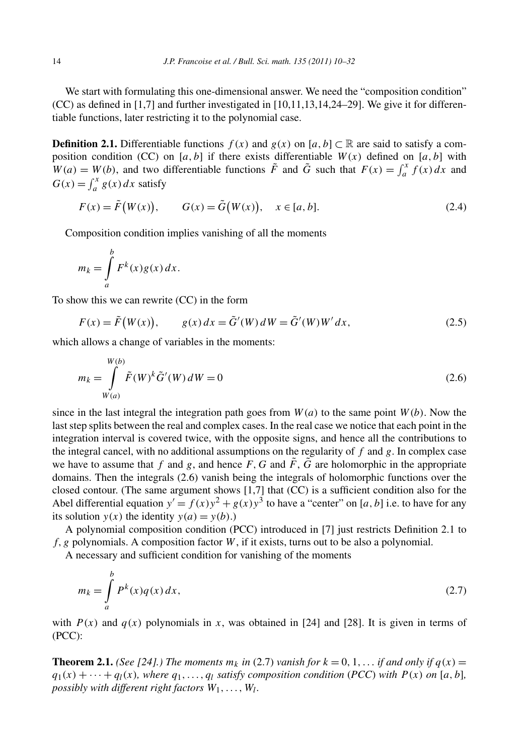We start with formulating this one-dimensional answer. We need the "composition condition" (CC) as defined in [1,7] and further investigated in [10,11,13,14,24–29]. We give it for differentiable functions, later restricting it to the polynomial case.

**Definition 2.1.** Differentiable functions $f(x)$ and $g(x)$ on $[a,b] \subset \mathbb{R}$ are said to satisfy a composition condition (CC) on $[a,b]$ if there exists differentiable $W(x)$ defined on $[a,b]$ with $W(a) = W(b)$, and two differentiable functions $\tilde{F}$ and $\tilde{G}$ such that $F(x) = \int_a^x f(x)\,dx$ and $G(x) = \int_a^x g(x)\,dx$ satisfy

$$F(x) = \tilde{F}\big(W(x)\big), \qquad G(x) = \tilde{G}\big(W(x)\big), \quad x \in [a,b]. \tag{2.4}$$

Composition condition implies vanishing of all the moments

$$m_k = \int_a^b F^k(x) g(x)\,dx.$$

To show this we can rewrite (CC) in the form

$$F(x) = \tilde{F}\big(W(x)\big), \qquad g(x)\,dx = \tilde{G}'(W)\,dW = \tilde{G}'(W)W'\,dx, \tag{2.5}$$

which allows a change of variables in the moments:

$$m_k = \int_{W(a)}^{W(b)} \tilde{F}(W)^k \tilde{G}'(W)\,dW = 0 \tag{2.6}$$

since in the last integral the integration path goes from $W(a)$ to the same point $W(b)$. Now the last step splits between the real and complex cases. In the real case we notice that each point in the integration interval is covered twice, with the opposite signs, and hence all the contributions to the integral cancel, with no additional assumptions on the regularity of $f$ and $g$. In complex case we have to assume that $f$ and $g$, and hence $F$, $G$ and $\tilde{F}$, $\tilde{G}$ are holomorphic in the appropriate domains. Then the integrals (2.6) vanish being the integrals of holomorphic functions over the closed contour. (The same argument shows [1,7] that (CC) is a sufficient condition also for the Abel differential equation $y' = f(x)y^2 + g(x)y^3$ to have a "center" on $[a,b]$ i.e. to have for any its solution $y(x)$ the identity $y(a) = y(b)$.)

A polynomial composition condition (PCC) introduced in [7] just restricts Definition 2.1 to $f, g$ polynomials. A composition factor $W$, if it exists, turns out to be also a polynomial.

A necessary and sufficient condition for vanishing of the moments

$$m_k = \int_a^b P^k(x) q(x)\,dx, \tag{2.7}$$

with $P(x)$ and $q(x)$ polynomials in $x$, was obtained in [24] and [28]. It is given in terms of (PCC):

**Theorem 2.1.** *(See [24].) The moments $m_k$ in (2.7) vanish for $k = 0, 1, \ldots$ if and only if $q(x) = q_1(x) + \cdots + q_l(x)$, where $q_1, \ldots, q_l$ satisfy composition condition (PCC) with $P(x)$ on $[a,b]$, possibly with different right factors $W_1, \ldots, W_l$.*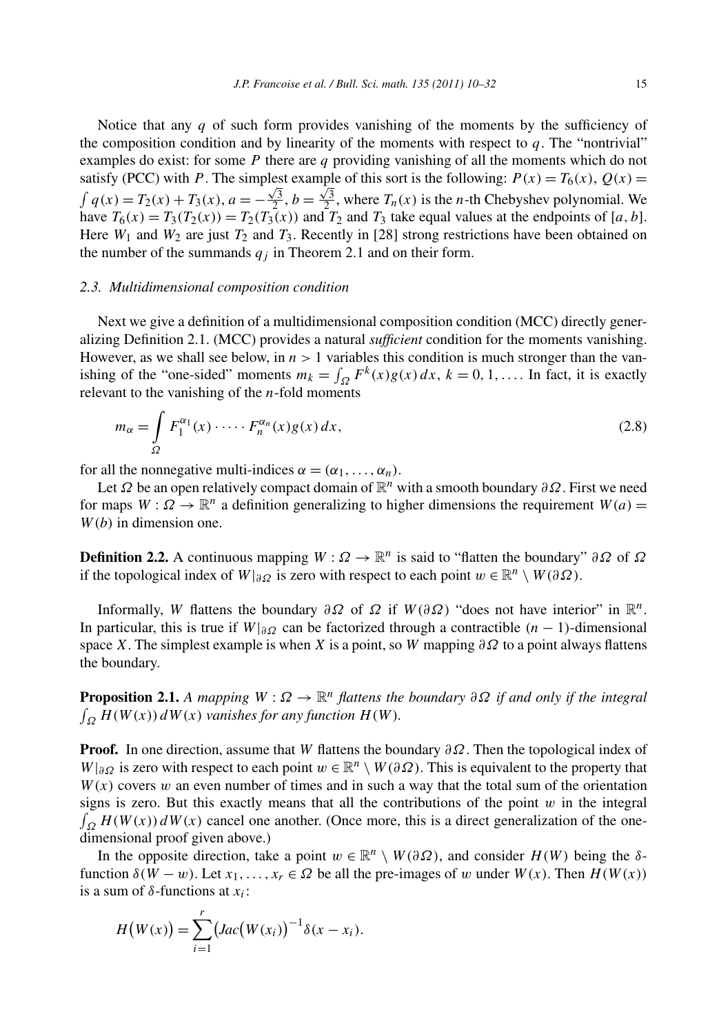Notice that any $q$ of such form provides vanishing of the moments by the sufficiency of the composition condition and by linearity of the moments with respect to $q$. The "nontrivial" examples do exist: for some $P$ there are $q$ providing vanishing of all the moments which do not satisfy (PCC) with $P$. The simplest example of this sort is the following: $P(x) = T_6(x)$, $Q(x) = \int q(x) = T_2(x) + T_3(x)$, $a = -\frac{\sqrt{3}}{2}$, $b = \frac{\sqrt{3}}{2}$, where $T_n(x)$ is the $n$-th Chebyshev polynomial. We have $T_6(x) = T_3(T_2(x)) = T_2(T_3(x))$ and $T_2$ and $T_3$ take equal values at the endpoints of $[a, b]$. Here $W_1$ and $W_2$ are just $T_2$ and $T_3$. Recently in [28] strong restrictions have been obtained on the number of the summands $q_j$ in Theorem 2.1 and on their form.

### 2.3. Multidimensional composition condition

Next we give a definition of a multidimensional composition condition (MCC) directly generalizing Definition 2.1. (MCC) provides a natural *sufficient* condition for the moments vanishing. However, as we shall see below, in $n > 1$ variables this condition is much stronger than the vanishing of the "one-sided" moments $m_k = \int_\Omega F^k(x)g(x)\,dx$, $k = 0, 1, \ldots$. In fact, it is exactly relevant to the vanishing of the $n$-fold moments

$$m_\alpha = \int\limits_\Omega F_1^{\alpha_1}(x) \cdot \cdots \cdot F_n^{\alpha_n}(x) g(x)\,dx, \tag{2.8}$$

for all the nonnegative multi-indices $\alpha = (\alpha_1, \ldots, \alpha_n)$.

Let $\Omega$ be an open relatively compact domain of $\mathbb{R}^n$ with a smooth boundary $\partial\Omega$. First we need for maps $W : \Omega \to \mathbb{R}^n$ a definition generalizing to higher dimensions the requirement $W(a) = W(b)$ in dimension one.

**Definition 2.2.** A continuous mapping $W : \Omega \to \mathbb{R}^n$ is said to "flatten the boundary" $\partial\Omega$ of $\Omega$ if the topological index of $W|_{\partial\Omega}$ is zero with respect to each point $w \in \mathbb{R}^n \setminus W(\partial\Omega)$.

Informally, $W$ flattens the boundary $\partial\Omega$ of $\Omega$ if $W(\partial\Omega)$ "does not have interior" in $\mathbb{R}^n$. In particular, this is true if $W|_{\partial\Omega}$ can be factorized through a contractible $(n-1)$-dimensional space $X$. The simplest example is when $X$ is a point, so $W$ mapping $\partial\Omega$ to a point always flattens the boundary.

**Proposition 2.1.** *A mapping $W : \Omega \to \mathbb{R}^n$ flattens the boundary $\partial\Omega$ if and only if the integral $\int_\Omega H(W(x))\,dW(x)$ vanishes for any function $H(W)$.*

**Proof.** In one direction, assume that $W$ flattens the boundary $\partial\Omega$. Then the topological index of $W|_{\partial\Omega}$ is zero with respect to each point $w \in \mathbb{R}^n \setminus W(\partial\Omega)$. This is equivalent to the property that $W(x)$ covers $w$ an even number of times and in such a way that the total sum of the orientation signs is zero. But this exactly means that all the contributions of the point $w$ in the integral $\int_\Omega H(W(x))\,dW(x)$ cancel one another. (Once more, this is a direct generalization of the one-dimensional proof given above.)

In the opposite direction, take a point $w \in \mathbb{R}^n \setminus W(\partial\Omega)$, and consider $H(W)$ being the $\delta$-function $\delta(W - w)$. Let $x_1, \ldots, x_r \in \Omega$ be all the pre-images of $w$ under $W(x)$. Then $H(W(x))$ is a sum of $\delta$-functions at $x_i$:

$$H\big(W(x)\big) = \sum_{i=1}^r \big(Jac\big(W(x_i)\big)^{-1}\delta(x - x_i).$$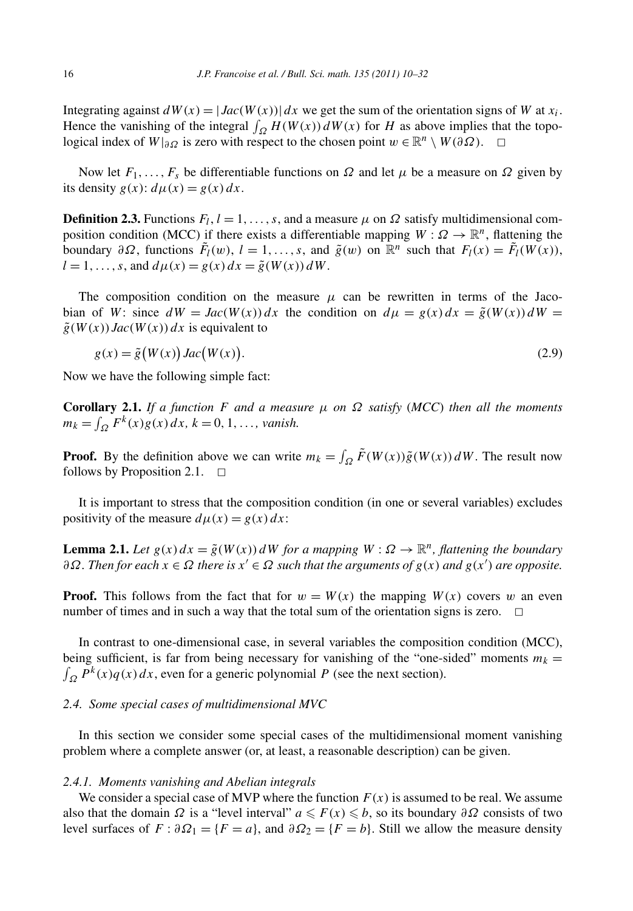Integrating against $dW(x) = |Jac(W(x))|\,dx$ we get the sum of the orientation signs of $W$ at $x_i$. Hence the vanishing of the integral $\int_\Omega H(W(x))\,dW(x)$ for $H$ as above implies that the topological index of $W|_{\partial\Omega}$ is zero with respect to the chosen point $w \in \mathbb{R}^n \setminus W(\partial\Omega)$. $\square$

Now let $F_1, \ldots, F_s$ be differentiable functions on $\Omega$ and let $\mu$ be a measure on $\Omega$ given by its density $g(x)$: $d\mu(x) = g(x)\,dx$.

**Definition 2.3.** Functions $F_l$, $l = 1, \ldots, s$, and a measure $\mu$ on $\Omega$ satisfy multidimensional composition condition (MCC) if there exists a differentiable mapping $W : \Omega \to \mathbb{R}^n$, flattening the boundary $\partial\Omega$, functions $\tilde{F}_l(w)$, $l = 1, \ldots, s$, and $\tilde{g}(w)$ on $\mathbb{R}^n$ such that $F_l(x) = \tilde{F}_l(W(x))$, $l = 1, \ldots, s$, and $d\mu(x) = g(x)\,dx = \tilde{g}(W(x))\,dW$.

The composition condition on the measure $\mu$ can be rewritten in terms of the Jacobian of $W$: since $dW = Jac(W(x))\,dx$ the condition on $d\mu = g(x)\,dx = \tilde{g}(W(x))\,dW = \tilde{g}(W(x))\,Jac(W(x))\,dx$ is equivalent to

$$g(x) = \tilde{g}\big(W(x)\big)\,Jac\big(W(x)\big). \tag{2.9}$$

Now we have the following simple fact:

**Corollary 2.1.** *If a function $F$ and a measure $\mu$ on $\Omega$ satisfy (MCC) then all the moments $m_k = \int_\Omega F^k(x)g(x)\,dx$, $k = 0, 1, \ldots,$ vanish.*

**Proof.** By the definition above we can write $m_k = \int_\Omega \tilde{F}(W(x))\tilde{g}(W(x))\,dW$. The result now follows by Proposition 2.1. $\square$

It is important to stress that the composition condition (in one or several variables) excludes positivity of the measure $d\mu(x) = g(x)\,dx$:

**Lemma 2.1.** *Let $g(x)\,dx = \tilde{g}(W(x))\,dW$ for a mapping $W : \Omega \to \mathbb{R}^n$, flattening the boundary $\partial\Omega$. Then for each $x \in \Omega$ there is $x' \in \Omega$ such that the arguments of $g(x)$ and $g(x')$ are opposite.*

**Proof.** This follows from the fact that for $w = W(x)$ the mapping $W(x)$ covers $w$ an even number of times and in such a way that the total sum of the orientation signs is zero. $\square$

In contrast to one-dimensional case, in several variables the composition condition (MCC), being sufficient, is far from being necessary for vanishing of the "one-sided" moments $m_k = \int_\Omega P^k(x)q(x)\,dx$, even for a generic polynomial $P$ (see the next section).

### 2.4. Some special cases of multidimensional MVC

In this section we consider some special cases of the multidimensional moment vanishing problem where a complete answer (or, at least, a reasonable description) can be given.

#### 2.4.1. Moments vanishing and Abelian integrals

We consider a special case of MVP where the function $F(x)$ is assumed to be real. We assume also that the domain $\Omega$ is a "level interval" $a \leqslant F(x) \leqslant b$, so its boundary $\partial\Omega$ consists of two level surfaces of $F$ : $\partial\Omega_1 = \{F = a\}$, and $\partial\Omega_2 = \{F = b\}$. Still we allow the measure density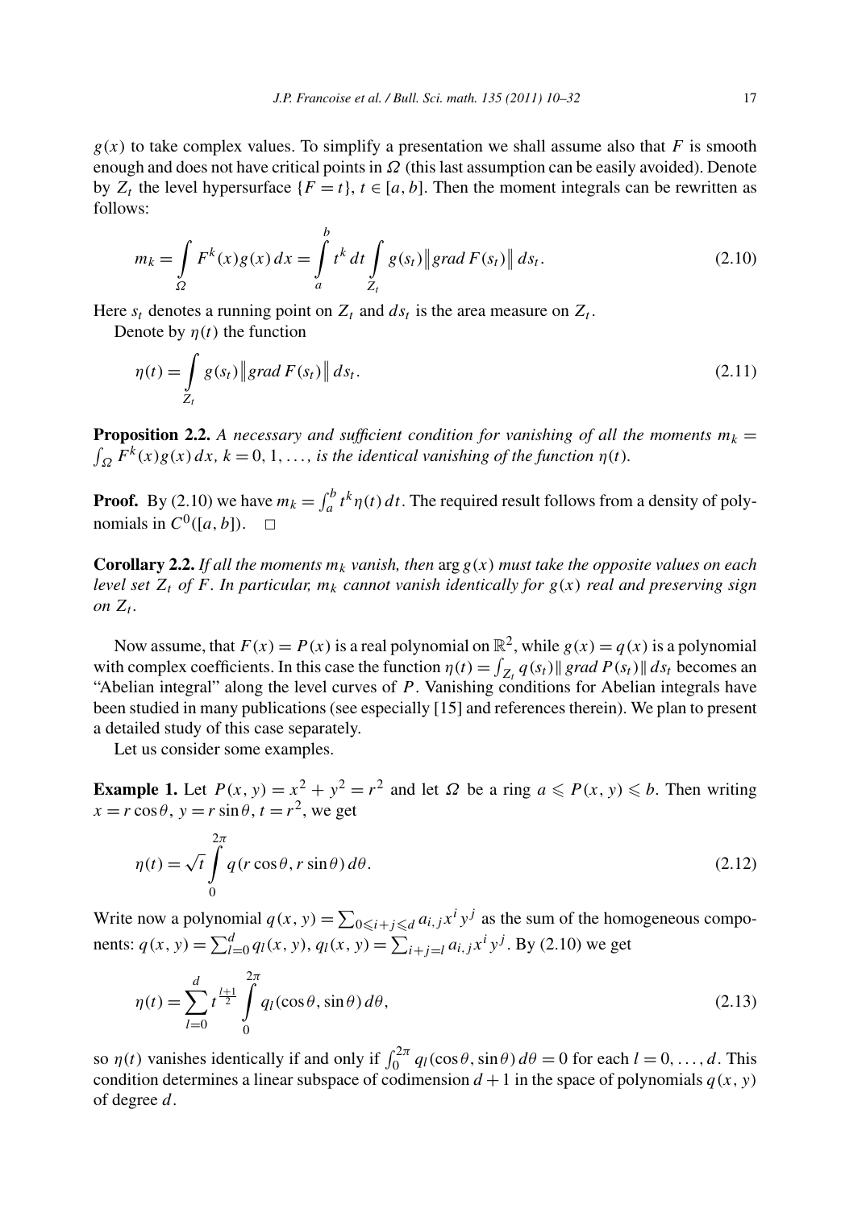$g(x)$ to take complex values. To simplify a presentation we shall assume also that $F$ is smooth enough and does not have critical points in $\Omega$ (this last assumption can be easily avoided). Denote by $Z_t$ the level hypersurface $\{F = t\}$, $t \in [a, b]$. Then the moment integrals can be rewritten as follows:

$$m_k = \int_\Omega F^k(x)g(x)\,dx = \int_a^b t^k\,dt \int_{Z_t} g(s_t)\big\|grad\,F(s_t)\big\|\,ds_t. \tag{2.10}$$

Here $s_t$ denotes a running point on $Z_t$ and $ds_t$ is the area measure on $Z_t$.

Denote by $\eta(t)$ the function

$$\eta(t) = \int_{Z_t} g(s_t)\big\|grad\,F(s_t)\big\|\,ds_t. \tag{2.11}$$

**Proposition 2.2.** *A necessary and sufficient condition for vanishing of all the moments $m_k = \int_\Omega F^k(x)g(x)\,dx$, $k = 0, 1, \ldots,$ is the identical vanishing of the function $\eta(t)$.*

**Proof.** By (2.10) we have $m_k = \int_a^b t^k \eta(t)\,dt$. The required result follows from a density of polynomials in $C^0([a, b])$. $\square$

**Corollary 2.2.** *If all the moments $m_k$ vanish, then* $\arg g(x)$ *must take the opposite values on each level set $Z_t$ of $F$. In particular, $m_k$ cannot vanish identically for $g(x)$ real and preserving sign on $Z_t$.*

Now assume, that $F(x) = P(x)$ is a real polynomial on $\mathbb{R}^2$, while $g(x) = q(x)$ is a polynomial with complex coefficients. In this case the function $\eta(t) = \int_{Z_t} q(s_t)\|\,grad\,P(s_t)\|\,ds_t$ becomes an "Abelian integral" along the level curves of $P$. Vanishing conditions for Abelian integrals have been studied in many publications (see especially [15] and references therein). We plan to present a detailed study of this case separately.

Let us consider some examples.

**Example 1.** Let $P(x, y) = x^2 + y^2 = r^2$ and let $\Omega$ be a ring $a \leqslant P(x, y) \leqslant b$. Then writing $x = r\cos\theta$, $y = r\sin\theta$, $t = r^2$, we get

$$\eta(t) = \sqrt{t}\int_0^{2\pi} q(r\cos\theta, r\sin\theta)\,d\theta. \tag{2.12}$$

Write now a polynomial $q(x, y) = \sum_{0\leqslant i+j\leqslant d} a_{i,j}x^i y^j$ as the sum of the homogeneous components: $q(x, y) = \sum_{l=0}^d q_l(x, y)$, $q_l(x, y) = \sum_{i+j=l} a_{i,j}x^i y^j$. By (2.10) we get

$$\eta(t) = \sum_{l=0}^d t^{\frac{l+1}{2}} \int_0^{2\pi} q_l(\cos\theta, \sin\theta)\,d\theta, \tag{2.13}$$

so $\eta(t)$ vanishes identically if and only if $\int_0^{2\pi} q_l(\cos\theta, \sin\theta)\,d\theta = 0$ for each $l = 0, \ldots, d$. This condition determines a linear subspace of codimension $d + 1$ in the space of polynomials $q(x, y)$ of degree $d$.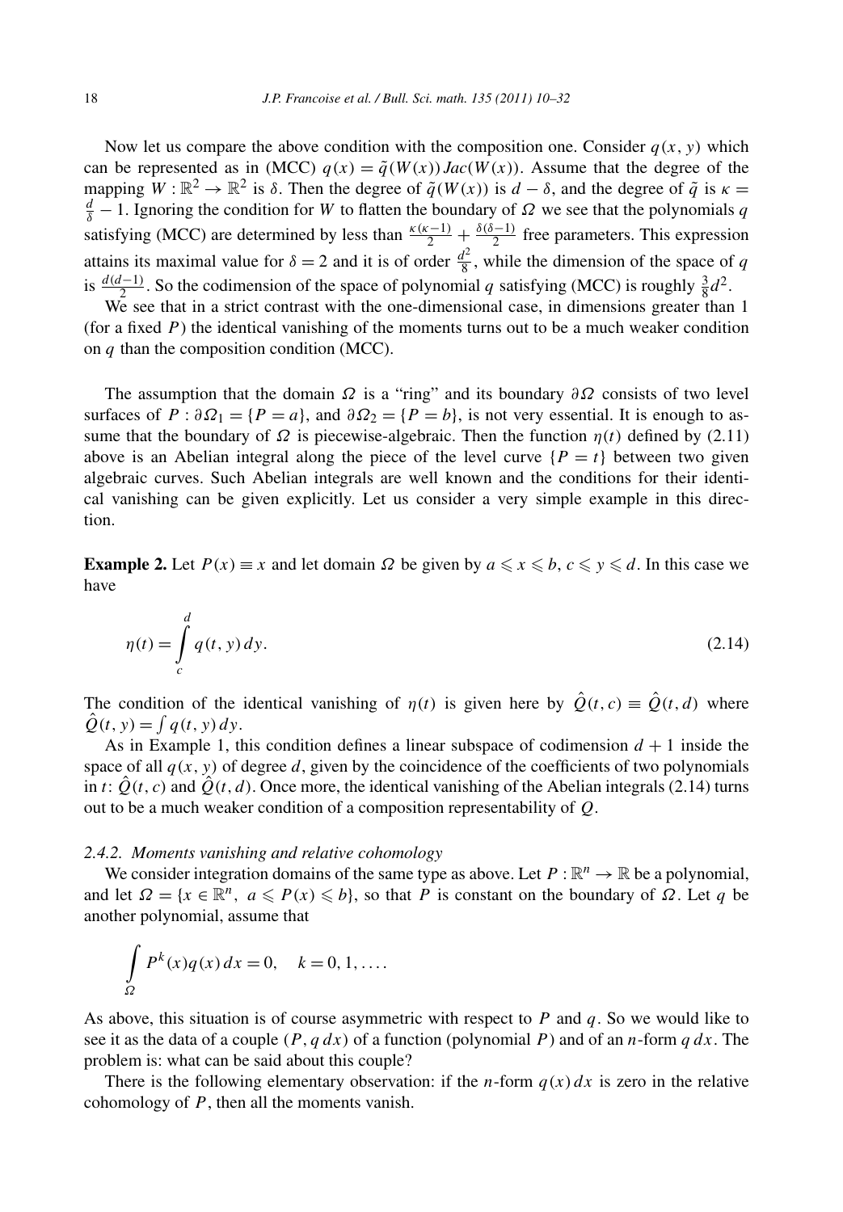Now let us compare the above condition with the composition one. Consider $q(x, y)$ which can be represented as in (MCC) $q(x) = \tilde{q}(W(x)) Jac(W(x))$. Assume that the degree of the mapping $W : \mathbb{R}^2 \to \mathbb{R}^2$ is $\delta$. Then the degree of $\tilde{q}(W(x))$ is $d - \delta$, and the degree of $\tilde{q}$ is $\kappa = \frac{d}{\delta} - 1$. Ignoring the condition for $W$ to flatten the boundary of $\Omega$ we see that the polynomials $q$ satisfying (MCC) are determined by less than $\frac{\kappa(\kappa-1)}{2} + \frac{\delta(\delta-1)}{2}$ free parameters. This expression attains its maximal value for $\delta = 2$ and it is of order $\frac{d^2}{8}$, while the dimension of the space of $q$ is $\frac{d(d-1)}{2}$. So the codimension of the space of polynomial $q$ satisfying (MCC) is roughly $\frac{3}{8}d^2$.

We see that in a strict contrast with the one-dimensional case, in dimensions greater than 1 (for a fixed $P$) the identical vanishing of the moments turns out to be a much weaker condition on $q$ than the composition condition (MCC).

The assumption that the domain $\Omega$ is a "ring" and its boundary $\partial\Omega$ consists of two level surfaces of $P : \partial\Omega_1 = \{P = a\}$, and $\partial\Omega_2 = \{P = b\}$, is not very essential. It is enough to assume that the boundary of $\Omega$ is piecewise-algebraic. Then the function $\eta(t)$ defined by (2.11) above is an Abelian integral along the piece of the level curve $\{P = t\}$ between two given algebraic curves. Such Abelian integrals are well known and the conditions for their identical vanishing can be given explicitly. Let us consider a very simple example in this direction.

**Example 2.** Let $P(x) \equiv x$ and let domain $\Omega$ be given by $a \leqslant x \leqslant b$, $c \leqslant y \leqslant d$. In this case we have

$$\eta(t) = \int_c^d q(t, y)\, dy. \tag{2.14}$$

The condition of the identical vanishing of $\eta(t)$ is given here by $\hat{Q}(t, c) \equiv \hat{Q}(t, d)$ where $\hat{Q}(t, y) = \int q(t, y)\, dy$.

As in Example 1, this condition defines a linear subspace of codimension $d + 1$ inside the space of all $q(x, y)$ of degree $d$, given by the coincidence of the coefficients of two polynomials in $t$: $\hat{Q}(t, c)$ and $\hat{Q}(t, d)$. Once more, the identical vanishing of the Abelian integrals (2.14) turns out to be a much weaker condition of a composition representability of $Q$.

### *2.4.2. Moments vanishing and relative cohomology*

We consider integration domains of the same type as above. Let $P : \mathbb{R}^n \to \mathbb{R}$ be a polynomial, and let $\Omega = \{x \in \mathbb{R}^n,\ a \leqslant P(x) \leqslant b\}$, so that $P$ is constant on the boundary of $\Omega$. Let $q$ be another polynomial, assume that

$$\int_{\Omega} P^k(x) q(x)\, dx = 0, \quad k = 0, 1, \ldots.$$

As above, this situation is of course asymmetric with respect to $P$ and $q$. So we would like to see it as the data of a couple $(P, q\, dx)$ of a function (polynomial $P$) and of an $n$-form $q\, dx$. The problem is: what can be said about this couple?

There is the following elementary observation: if the $n$-form $q(x)\, dx$ is zero in the relative cohomology of $P$, then all the moments vanish.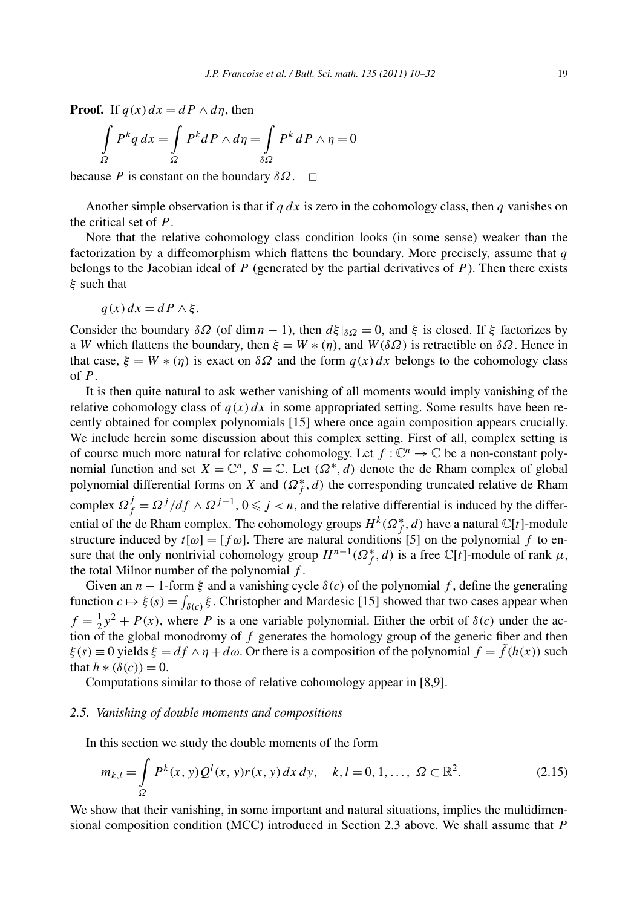**Proof.** If $q(x)\,dx = dP \wedge d\eta$, then

$$\int_{\Omega} P^k q\,dx = \int_{\Omega} P^k dP \wedge d\eta = \int_{\delta\Omega} P^k\,dP \wedge \eta = 0$$

because $P$ is constant on the boundary $\delta\Omega$. $\square$

Another simple observation is that if $q\,dx$ is zero in the cohomology class, then $q$ vanishes on the critical set of $P$.

Note that the relative cohomology class condition looks (in some sense) weaker than the factorization by a diffeomorphism which flattens the boundary. More precisely, assume that $q$ belongs to the Jacobian ideal of $P$ (generated by the partial derivatives of $P$). Then there exists $\xi$ such that

$$q(x)\,dx = dP \wedge \xi.$$

Consider the boundary $\delta\Omega$ (of $\dim n-1$), then $d\xi|_{\delta\Omega} = 0$, and $\xi$ is closed. If $\xi$ factorizes by a $W$ which flattens the boundary, then $\xi = W*(\eta)$, and $W(\delta\Omega)$ is retractible on $\delta\Omega$. Hence in that case, $\xi = W*(\eta)$ is exact on $\delta\Omega$ and the form $q(x)\,dx$ belongs to the cohomology class of $P$.

It is then quite natural to ask wether vanishing of all moments would imply vanishing of the relative cohomology class of $q(x)\,dx$ in some appropriated setting. Some results have been recently obtained for complex polynomials [15] where once again composition appears crucially. We include herein some discussion about this complex setting. First of all, complex setting is of course much more natural for relative cohomology. Let $f : \mathbb{C}^n \to \mathbb{C}$ be a non-constant polynomial function and set $X = \mathbb{C}^n$, $S = \mathbb{C}$. Let $(\Omega^*, d)$ denote the de Rham complex of global polynomial differential forms on $X$ and $(\Omega^*_f, d)$ the corresponding truncated relative de Rham complex $\Omega^j_f = \Omega^j / df \wedge \Omega^{j-1}$, $0 \leqslant j < n$, and the relative differential is induced by the differential of the de Rham complex. The cohomology groups $H^k(\Omega^*_f, d)$ have a natural $\mathbb{C}[t]$-module structure induced by $t[\omega] = [f\omega]$. There are natural conditions [5] on the polynomial $f$ to ensure that the only nontrivial cohomology group $H^{n-1}(\Omega^*_f, d)$ is a free $\mathbb{C}[t]$-module of rank $\mu$, the total Milnor number of the polynomial $f$.

Given an $n-1$-form $\xi$ and a vanishing cycle $\delta(c)$ of the polynomial $f$, define the generating function $c \mapsto \xi(s) = \int_{\delta(c)} \xi$. Christopher and Mardesic [15] showed that two cases appear when $f = \frac{1}{2}y^2 + P(x)$, where $P$ is a one variable polynomial. Either the orbit of $\delta(c)$ under the action of the global monodromy of $f$ generates the homology group of the generic fiber and then $\xi(s) \equiv 0$ yields $\xi = df \wedge \eta + d\omega$. Or there is a composition of the polynomial $f = \tilde{f}(h(x))$ such that $h*(\delta(c)) = 0$.

Computations similar to those of relative cohomology appear in [8,9].

### 2.5. Vanishing of double moments and compositions

In this section we study the double moments of the form

$$m_{k,l} = \int_{\Omega} P^k(x,y) Q^l(x,y) r(x,y)\,dx\,dy, \quad k,l = 0,1,\ldots,\ \Omega \subset \mathbb{R}^2. \tag{2.15}$$

We show that their vanishing, in some important and natural situations, implies the multidimensional composition condition (MCC) introduced in Section 2.3 above. We shall assume that $P$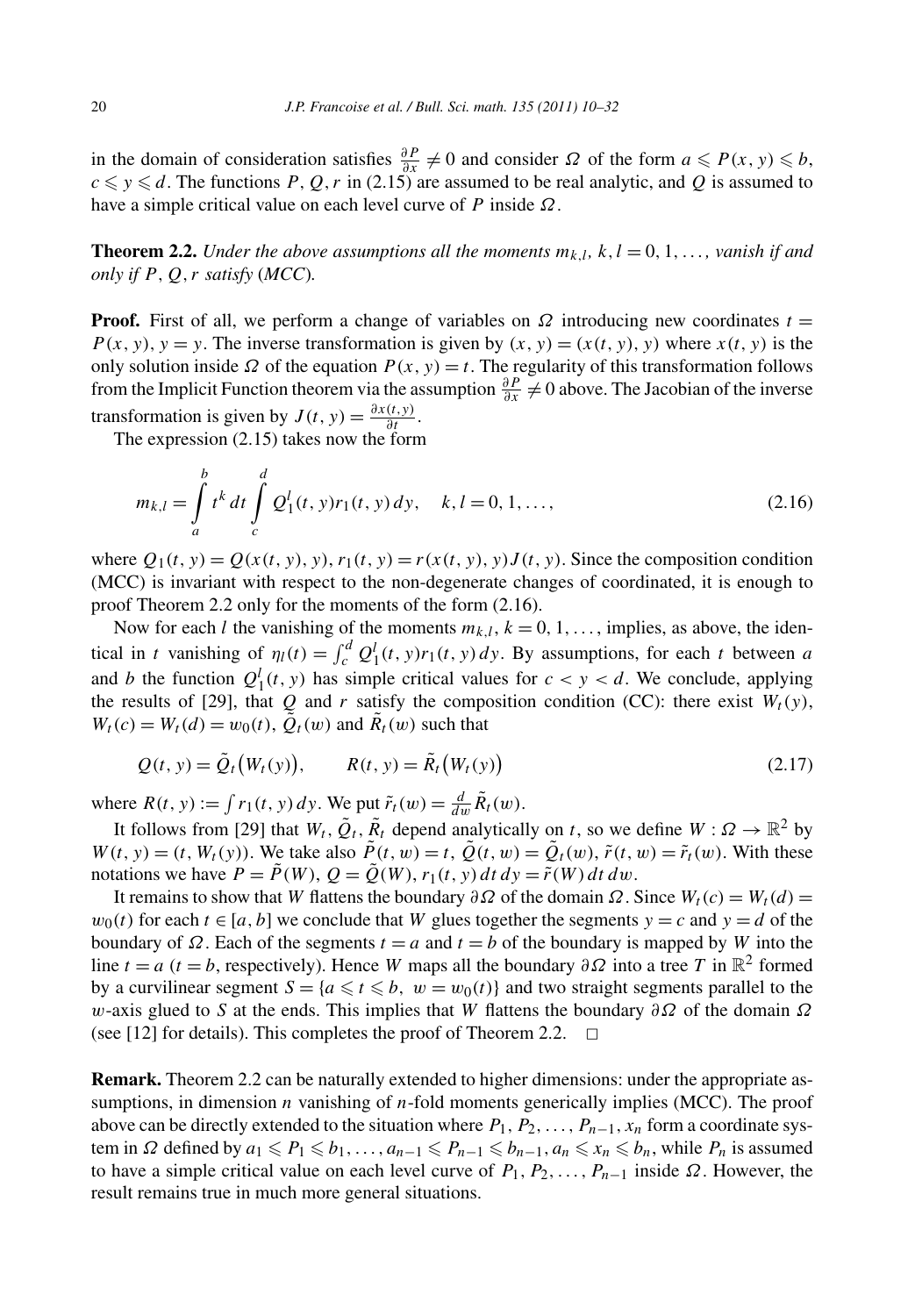in the domain of consideration satisfies $\frac{\partial P}{\partial x} \neq 0$ and consider $\Omega$ of the form $a \leqslant P(x,y) \leqslant b$, $c \leqslant y \leqslant d$. The functions $P, Q, r$ in (2.15) are assumed to be real analytic, and $Q$ is assumed to have a simple critical value on each level curve of $P$ inside $\Omega$.

**Theorem 2.2.** *Under the above assumptions all the moments $m_{k,l}$, $k,l = 0,1,\dots,$ vanish if and only if $P, Q, r$ satisfy (MCC).*

**Proof.** First of all, we perform a change of variables on $\Omega$ introducing new coordinates $t = P(x,y)$, $y = y$. The inverse transformation is given by $(x,y) = (x(t,y),y)$ where $x(t,y)$ is the only solution inside $\Omega$ of the equation $P(x,y) = t$. The regularity of this transformation follows from the Implicit Function theorem via the assumption $\frac{\partial P}{\partial x} \neq 0$ above. The Jacobian of the inverse transformation is given by $J(t,y) = \frac{\partial x(t,y)}{\partial t}$.

The expression (2.15) takes now the form

$$m_{k,l} = \int_a^b t^k \, dt \int_c^d Q_1^l(t,y) r_1(t,y) \, dy, \quad k,l = 0,1,\dots, \tag{2.16}$$

where $Q_1(t,y) = Q(x(t,y),y)$, $r_1(t,y) = r(x(t,y),y)J(t,y)$. Since the composition condition (MCC) is invariant with respect to the non-degenerate changes of coordinated, it is enough to proof Theorem 2.2 only for the moments of the form (2.16).

Now for each $l$ the vanishing of the moments $m_{k,l}$, $k = 0,1,\dots,$ implies, as above, the identical in $t$ vanishing of $\eta_l(t) = \int_c^d Q_1^l(t,y) r_1(t,y) \, dy$. By assumptions, for each $t$ between $a$ and $b$ the function $Q_1^l(t,y)$ has simple critical values for $c < y < d$. We conclude, applying the results of [29], that $Q$ and $r$ satisfy the composition condition (CC): there exist $W_t(y)$, $W_t(c) = W_t(d) = w_0(t)$, $\tilde{Q}_t(w)$ and $\tilde{R}_t(w)$ such that

$$Q(t,y) = \tilde{Q}_t\big(W_t(y)\big), \qquad R(t,y) = \tilde{R}_t\big(W_t(y)\big) \tag{2.17}$$

where $R(t,y) := \int r_1(t,y) \, dy$. We put $\tilde{r}_t(w) = \frac{d}{dw}\tilde{R}_t(w)$.

It follows from [29] that $W_t, \tilde{Q}_t, \tilde{R}_t$ depend analytically on $t$, so we define $W : \Omega \to \mathbb{R}^2$ by $W(t,y) = (t, W_t(y))$. We take also $\tilde{P}(t,w) = t$, $\tilde{Q}(t,w) = \tilde{Q}_t(w)$, $\tilde{r}(t,w) = \tilde{r}_t(w)$. With these notations we have $P = \tilde{P}(W)$, $Q = \tilde{Q}(W)$, $r_1(t,y)\,dt\,dy = \tilde{r}(W)\,dt\,dw$.

It remains to show that $W$ flattens the boundary $\partial\Omega$ of the domain $\Omega$. Since $W_t(c) = W_t(d) = w_0(t)$ for each $t \in [a,b]$ we conclude that $W$ glues together the segments $y = c$ and $y = d$ of the boundary of $\Omega$. Each of the segments $t = a$ and $t = b$ of the boundary is mapped by $W$ into the line $t = a$ ($t = b$, respectively). Hence $W$ maps all the boundary $\partial\Omega$ into a tree $T$ in $\mathbb{R}^2$ formed by a curvilinear segment $S = \{a \leqslant t \leqslant b,\ w = w_0(t)\}$ and two straight segments parallel to the $w$-axis glued to $S$ at the ends. This implies that $W$ flattens the boundary $\partial\Omega$ of the domain $\Omega$ (see [12] for details). This completes the proof of Theorem 2.2. $\square$

**Remark.** Theorem 2.2 can be naturally extended to higher dimensions: under the appropriate assumptions, in dimension $n$ vanishing of $n$-fold moments generically implies (MCC). The proof above can be directly extended to the situation where $P_1, P_2, \dots, P_{n-1}, x_n$ form a coordinate system in $\Omega$ defined by $a_1 \leqslant P_1 \leqslant b_1, \dots, a_{n-1} \leqslant P_{n-1} \leqslant b_{n-1}, a_n \leqslant x_n \leqslant b_n$, while $P_n$ is assumed to have a simple critical value on each level curve of $P_1, P_2, \dots, P_{n-1}$ inside $\Omega$. However, the result remains true in much more general situations.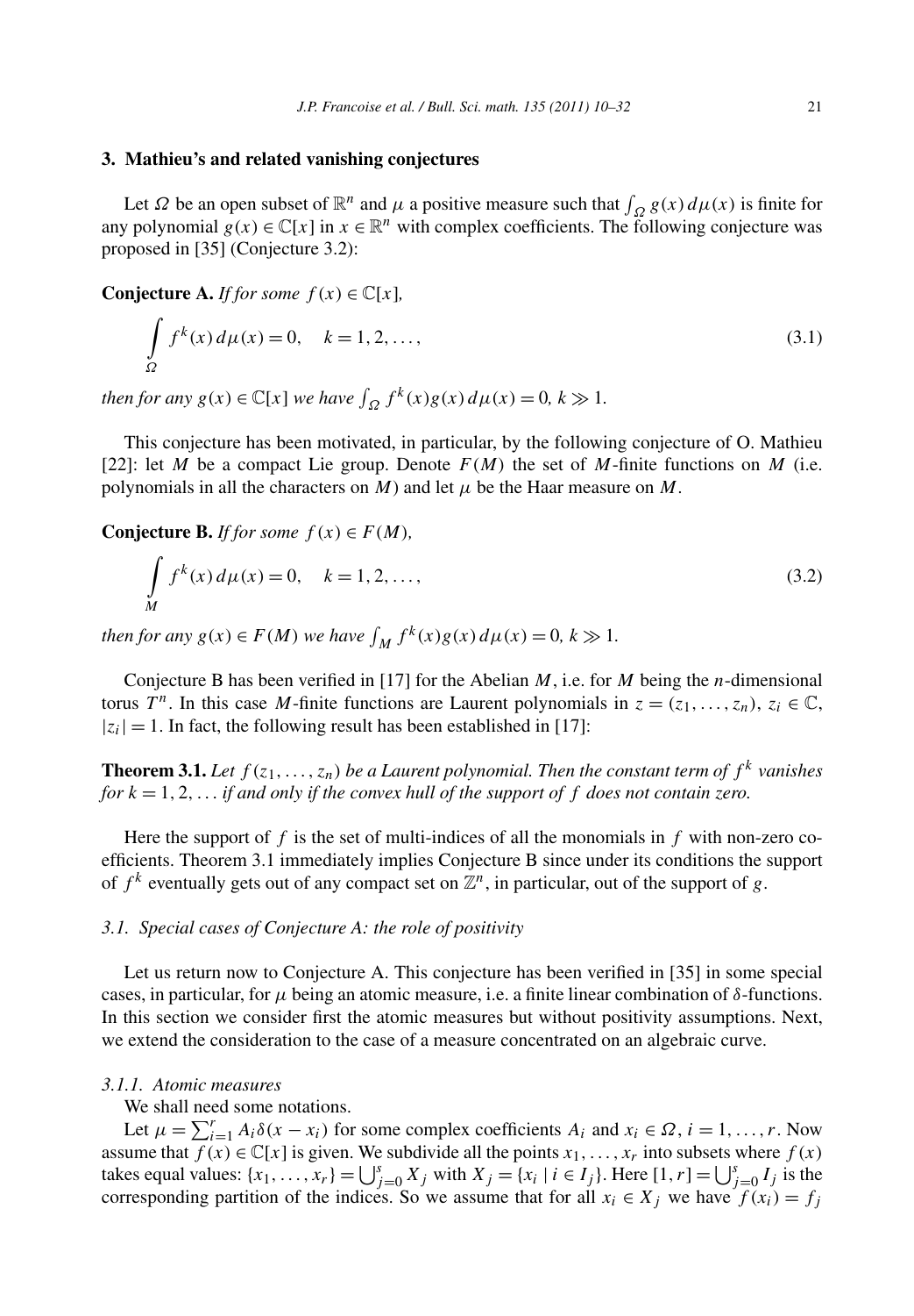## 3. Mathieu's and related vanishing conjectures

Let $\Omega$ be an open subset of $\mathbb{R}^n$ and $\mu$ a positive measure such that $\int_\Omega g(x)\,d\mu(x)$ is finite for any polynomial $g(x) \in \mathbb{C}[x]$ in $x \in \mathbb{R}^n$ with complex coefficients. The following conjecture was proposed in [35] (Conjecture 3.2):

**Conjecture A.** *If for some $f(x) \in \mathbb{C}[x]$,*

$$\int\limits_{\Omega} f^k(x)\,d\mu(x) = 0, \quad k = 1, 2, \ldots, \tag{3.1}$$

*then for any $g(x) \in \mathbb{C}[x]$ we have $\int_\Omega f^k(x) g(x)\,d\mu(x) = 0$, $k \gg 1$.*

This conjecture has been motivated, in particular, by the following conjecture of O. Mathieu [22]: let $M$ be a compact Lie group. Denote $F(M)$ the set of $M$-finite functions on $M$ (i.e. polynomials in all the characters on $M$) and let $\mu$ be the Haar measure on $M$.

**Conjecture B.** *If for some $f(x) \in F(M)$,*

$$\int\limits_{M} f^k(x)\,d\mu(x) = 0, \quad k = 1, 2, \ldots, \tag{3.2}$$

*then for any $g(x) \in F(M)$ we have $\int_M f^k(x) g(x)\,d\mu(x) = 0$, $k \gg 1$.*

Conjecture B has been verified in [17] for the Abelian $M$, i.e. for $M$ being the $n$-dimensional torus $T^n$. In this case $M$-finite functions are Laurent polynomials in $z = (z_1, \ldots, z_n)$, $z_i \in \mathbb{C}$, $|z_i| = 1$. In fact, the following result has been established in [17]:

**Theorem 3.1.** *Let $f(z_1, \ldots, z_n)$ be a Laurent polynomial. Then the constant term of $f^k$ vanishes for $k = 1, 2, \ldots$ if and only if the convex hull of the support of $f$ does not contain zero.*

Here the support of $f$ is the set of multi-indices of all the monomials in $f$ with non-zero coefficients. Theorem 3.1 immediately implies Conjecture B since under its conditions the support of $f^k$ eventually gets out of any compact set on $\mathbb{Z}^n$, in particular, out of the support of $g$.

### 3.1. Special cases of Conjecture A: the role of positivity

Let us return now to Conjecture A. This conjecture has been verified in [35] in some special cases, in particular, for $\mu$ being an atomic measure, i.e. a finite linear combination of $\delta$-functions. In this section we consider first the atomic measures but without positivity assumptions. Next, we extend the consideration to the case of a measure concentrated on an algebraic curve.

#### 3.1.1. Atomic measures

We shall need some notations.

Let $\mu = \sum_{i=1}^r A_i \delta(x - x_i)$ for some complex coefficients $A_i$ and $x_i \in \Omega$, $i = 1, \ldots, r$. Now assume that $f(x) \in \mathbb{C}[x]$ is given. We subdivide all the points $x_1, \ldots, x_r$ into subsets where $f(x)$ takes equal values: $\{x_1, \ldots, x_r\} = \bigcup_{j=0}^s X_j$ with $X_j = \{x_i \mid i \in I_j\}$. Here $[1, r] = \bigcup_{j=0}^s I_j$ is the corresponding partition of the indices. So we assume that for all $x_i \in X_j$ we have $f(x_i) = f_j$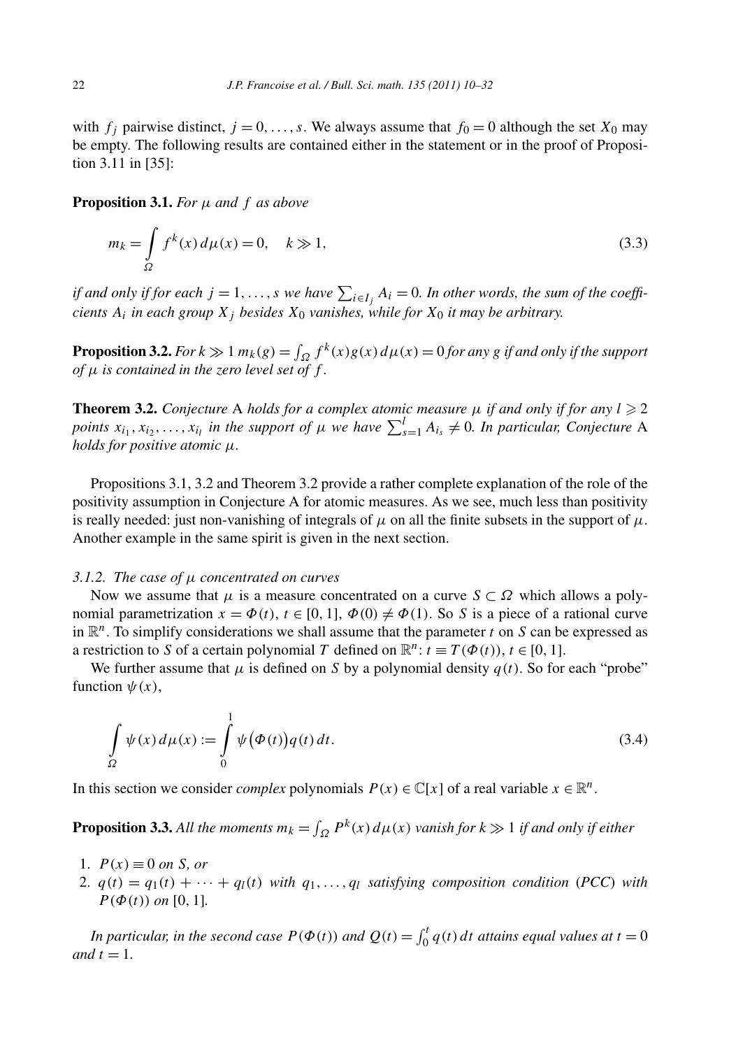with $f_j$ pairwise distinct, $j = 0, \dots, s$. We always assume that $f_0 = 0$ although the set $X_0$ may be empty. The following results are contained either in the statement or in the proof of Proposition 3.11 in [35]:

**Proposition 3.1.** *For $\mu$ and $f$ as above*

$$m_k = \int_\Omega f^k(x)\,d\mu(x) = 0, \quad k \gg 1, \tag{3.3}$$

*if and only if for each $j = 1, \dots, s$ we have $\sum_{i \in I_j} A_i = 0$. In other words, the sum of the coefficients $A_i$ in each group $X_j$ besides $X_0$ vanishes, while for $X_0$ it may be arbitrary.*

**Proposition 3.2.** *For $k \gg 1$ $m_k(g) = \int_\Omega f^k(x) g(x)\,d\mu(x) = 0$ for any $g$ if and only if the support of $\mu$ is contained in the zero level set of $f$.*

**Theorem 3.2.** *Conjecture* A *holds for a complex atomic measure $\mu$ if and only if for any $l \geqslant 2$ points $x_{i_1}, x_{i_2}, \dots, x_{i_l}$ in the support of $\mu$ we have $\sum_{s=1}^{l} A_{i_s} \neq 0$. In particular, Conjecture* A *holds for positive atomic $\mu$.*

Propositions 3.1, 3.2 and Theorem 3.2 provide a rather complete explanation of the role of the positivity assumption in Conjecture A for atomic measures. As we see, much less than positivity is really needed: just non-vanishing of integrals of $\mu$ on all the finite subsets in the support of $\mu$. Another example in the same spirit is given in the next section.

#### *3.1.2. The case of $\mu$ concentrated on curves*

Now we assume that $\mu$ is a measure concentrated on a curve $S \subset \Omega$ which allows a polynomial parametrization $x = \Phi(t)$, $t \in [0, 1]$, $\Phi(0) \neq \Phi(1)$. So $S$ is a piece of a rational curve in $\mathbb{R}^n$. To simplify considerations we shall assume that the parameter $t$ on $S$ can be expressed as a restriction to $S$ of a certain polynomial $T$ defined on $\mathbb{R}^n$: $t \equiv T(\Phi(t))$, $t \in [0, 1]$.

We further assume that $\mu$ is defined on $S$ by a polynomial density $q(t)$. So for each "probe" function $\psi(x)$,

$$\int_\Omega \psi(x)\,d\mu(x) := \int_0^1 \psi\bigl(\Phi(t)\bigr) q(t)\,dt. \tag{3.4}$$

In this section we consider *complex* polynomials $P(x) \in \mathbb{C}[x]$ of a real variable $x \in \mathbb{R}^n$.

**Proposition 3.3.** *All the moments $m_k = \int_\Omega P^k(x)\,d\mu(x)$ vanish for $k \gg 1$ if and only if either*

1. *$P(x) \equiv 0$ on $S$, or*
2. *$q(t) = q_1(t) + \dots + q_l(t)$ with $q_1, \dots, q_l$ satisfying composition condition (PCC) with $P(\Phi(t))$ on $[0, 1]$.*

*In particular, in the second case $P(\Phi(t))$ and $Q(t) = \int_0^t q(t)\,dt$ attains equal values at $t = 0$ and $t = 1$.*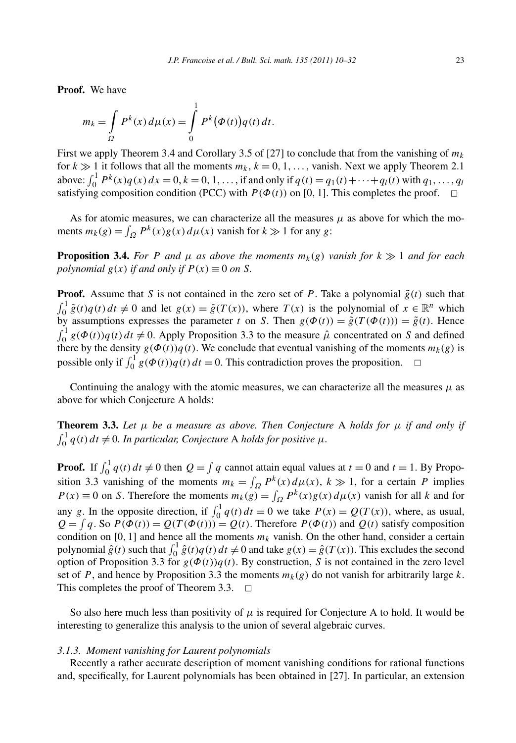**Proof.** We have

$$m_k = \int_{\Omega} P^k(x)\,d\mu(x) = \int_0^1 P^k\big(\Phi(t)\big)q(t)\,dt.$$

First we apply Theorem 3.4 and Corollary 3.5 of [27] to conclude that from the vanishing of $m_k$ for $k \gg 1$ it follows that all the moments $m_k$, $k = 0, 1, \ldots,$ vanish. Next we apply Theorem 2.1 above: $\int_0^1 P^k(x)q(x)\,dx = 0$, $k = 0, 1, \ldots,$ if and only if $q(t) = q_1(t) + \cdots + q_l(t)$ with $q_1, \ldots, q_l$ satisfying composition condition (PCC) with $P(\Phi(t))$ on [0, 1]. This completes the proof. $\square$

As for atomic measures, we can characterize all the measures $\mu$ as above for which the moments $m_k(g) = \int_{\Omega} P^k(x)g(x)\,d\mu(x)$ vanish for $k \gg 1$ for any $g$:

**Proposition 3.4.** *For $P$ and $\mu$ as above the moments $m_k(g)$ vanish for $k \gg 1$ and for each polynomial $g(x)$ if and only if $P(x) \equiv 0$ on $S$.*

**Proof.** Assume that $S$ is not contained in the zero set of $P$. Take a polynomial $\tilde{g}(t)$ such that $\int_0^1 \tilde{g}(t)q(t)\,dt \neq 0$ and let $g(x) = \tilde{g}(T(x))$, where $T(x)$ is the polynomial of $x \in \mathbb{R}^n$ which by assumptions expresses the parameter $t$ on $S$. Then $g(\Phi(t)) = \tilde{g}(T(\Phi(t))) = \tilde{g}(t)$. Hence $\int_0^1 g(\Phi(t))q(t)\,dt \neq 0$. Apply Proposition 3.3 to the measure $\hat{\mu}$ concentrated on $S$ and defined there by the density $g(\Phi(t))q(t)$. We conclude that eventual vanishing of the moments $m_k(g)$ is possible only if $\int_0^1 g(\Phi(t))q(t)\,dt = 0$. This contradiction proves the proposition. $\square$

Continuing the analogy with the atomic measures, we can characterize all the measures $\mu$ as above for which Conjecture A holds:

**Theorem 3.3.** *Let $\mu$ be a measure as above. Then Conjecture A holds for $\mu$ if and only if $\int_0^1 q(t)\,dt \neq 0$. In particular, Conjecture A holds for positive $\mu$.*

**Proof.** If $\int_0^1 q(t)\,dt \neq 0$ then $Q = \int q$ cannot attain equal values at $t = 0$ and $t = 1$. By Proposition 3.3 vanishing of the moments $m_k = \int_{\Omega} P^k(x)\,d\mu(x)$, $k \gg 1$, for a certain $P$ implies $P(x) \equiv 0$ on $S$. Therefore the moments $m_k(g) = \int_{\Omega} P^k(x)g(x)\,d\mu(x)$ vanish for all $k$ and for any $g$. In the opposite direction, if $\int_0^1 q(t)\,dt = 0$ we take $P(x) = Q(T(x))$, where, as usual, $Q = \int q$. So $P(\Phi(t)) = Q(T(\Phi(t))) = Q(t)$. Therefore $P(\Phi(t))$ and $Q(t)$ satisfy composition condition on [0, 1] and hence all the moments $m_k$ vanish. On the other hand, consider a certain polynomial $\hat{g}(t)$ such that $\int_0^1 \hat{g}(t)q(t)\,dt \neq 0$ and take $g(x) = \hat{g}(T(x))$. This excludes the second option of Proposition 3.3 for $g(\Phi(t))q(t)$. By construction, $S$ is not contained in the zero level set of $P$, and hence by Proposition 3.3 the moments $m_k(g)$ do not vanish for arbitrarily large $k$. This completes the proof of Theorem 3.3. $\square$

So also here much less than positivity of $\mu$ is required for Conjecture A to hold. It would be interesting to generalize this analysis to the union of several algebraic curves.

#### *3.1.3. Moment vanishing for Laurent polynomials*

Recently a rather accurate description of moment vanishing conditions for rational functions and, specifically, for Laurent polynomials has been obtained in [27]. In particular, an extension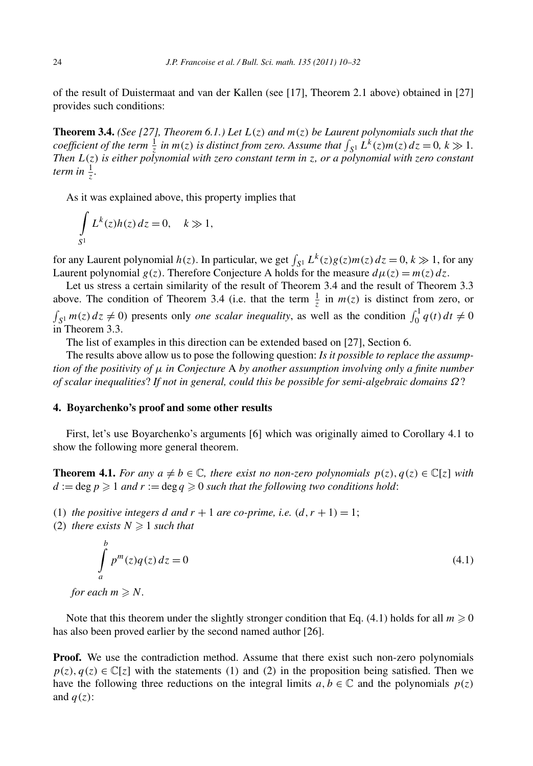of the result of Duistermaat and van der Kallen (see [17], Theorem 2.1 above) obtained in [27] provides such conditions:

**Theorem 3.4.** *(See [27], Theorem 6.1.) Let $L(z)$ and $m(z)$ be Laurent polynomials such that the coefficient of the term $\frac{1}{z}$ in $m(z)$ is distinct from zero. Assume that $\int_{S^1} L^k(z)m(z)\,dz = 0$, $k \gg 1$. Then $L(z)$ is either polynomial with zero constant term in $z$, or a polynomial with zero constant term in $\frac{1}{z}$.*

As it was explained above, this property implies that

$$\int_{S^1} L^k(z)h(z)\,dz = 0, \quad k \gg 1,$$

for any Laurent polynomial $h(z)$. In particular, we get $\int_{S^1} L^k(z)g(z)m(z)\,dz = 0$, $k \gg 1$, for any Laurent polynomial $g(z)$. Therefore Conjecture A holds for the measure $d\mu(z) = m(z)\,dz$.

Let us stress a certain similarity of the result of Theorem 3.4 and the result of Theorem 3.3 above. The condition of Theorem 3.4 (i.e. that the term $\frac{1}{z}$ in $m(z)$ is distinct from zero, or $\int_{S^1} m(z)\,dz \neq 0$) presents only *one scalar inequality*, as well as the condition $\int_0^1 q(t)\,dt \neq 0$ in Theorem 3.3.

The list of examples in this direction can be extended based on [27], Section 6.

The results above allow us to pose the following question: *Is it possible to replace the assumption of the positivity of $\mu$ in Conjecture* A *by another assumption involving only a finite number of scalar inequalities*? *If not in general, could this be possible for semi-algebraic domains $\Omega$*?

## 4. Boyarchenko's proof and some other results

First, let's use Boyarchenko's arguments [6] which was originally aimed to Corollary 4.1 to show the following more general theorem.

**Theorem 4.1.** *For any $a \neq b \in \mathbb{C}$, there exist no non-zero polynomials $p(z), q(z) \in \mathbb{C}[z]$ with $d := \deg p \geqslant 1$ and $r := \deg q \geqslant 0$ such that the following two conditions hold*:

(1) *the positive integers $d$ and $r + 1$ are co-prime, i.e. $(d, r + 1) = 1$;*
(2) *there exists $N \geqslant 1$ such that*

$$\int_a^b p^m(z)q(z)\,dz = 0 \tag{4.1}$$

*for each $m \geqslant N$.*

Note that this theorem under the slightly stronger condition that Eq. (4.1) holds for all $m \geqslant 0$ has also been proved earlier by the second named author [26].

**Proof.** We use the contradiction method. Assume that there exist such non-zero polynomials $p(z), q(z) \in \mathbb{C}[z]$ with the statements (1) and (2) in the proposition being satisfied. Then we have the following three reductions on the integral limits $a, b \in \mathbb{C}$ and the polynomials $p(z)$ and $q(z)$: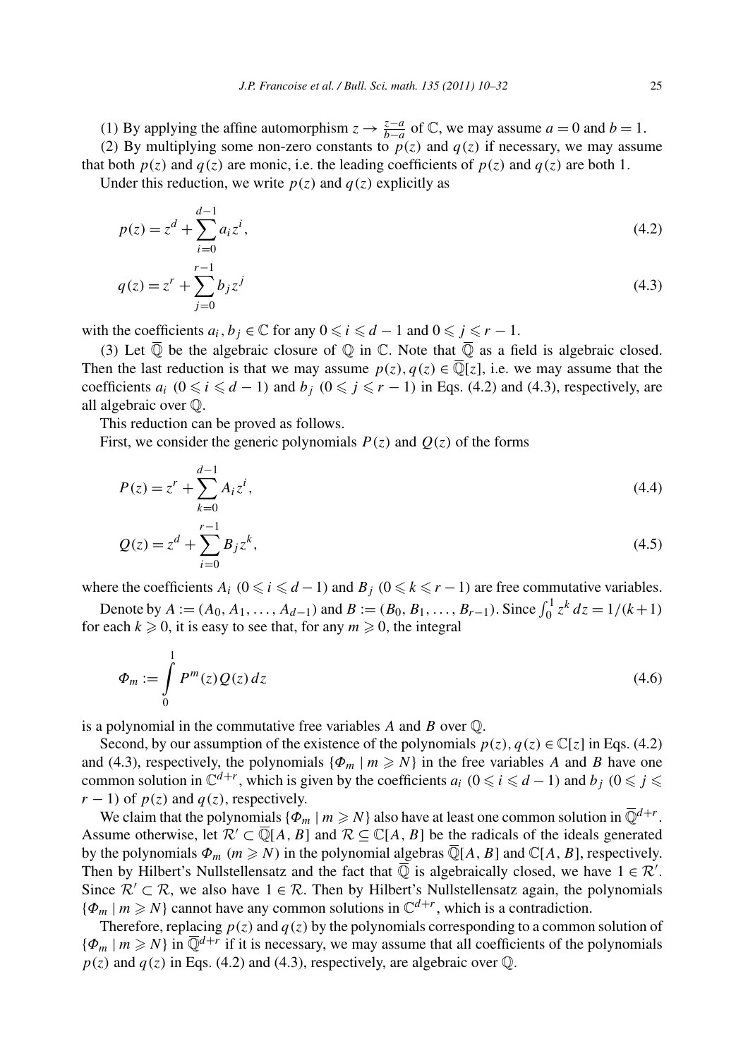(1) By applying the affine automorphism $z \to \frac{z-a}{b-a}$ of $\mathbb{C}$, we may assume $a = 0$ and $b = 1$.

(2) By multiplying some non-zero constants to $p(z)$ and $q(z)$ if necessary, we may assume that both $p(z)$ and $q(z)$ are monic, i.e. the leading coefficients of $p(z)$ and $q(z)$ are both 1.

Under this reduction, we write $p(z)$ and $q(z)$ explicitly as

$$p(z) = z^d + \sum_{i=0}^{d-1} a_i z^i, \tag{4.2}$$

$$q(z) = z^r + \sum_{j=0}^{r-1} b_j z^j \tag{4.3}$$

with the coefficients $a_i, b_j \in \mathbb{C}$ for any $0 \leqslant i \leqslant d-1$ and $0 \leqslant j \leqslant r-1$.

(3) Let $\overline{\mathbb{Q}}$ be the algebraic closure of $\mathbb{Q}$ in $\mathbb{C}$. Note that $\overline{\mathbb{Q}}$ as a field is algebraic closed. Then the last reduction is that we may assume $p(z), q(z) \in \overline{\mathbb{Q}}[z]$, i.e. we may assume that the coefficients $a_i$ $(0 \leqslant i \leqslant d-1)$ and $b_j$ $(0 \leqslant j \leqslant r-1)$ in Eqs. (4.2) and (4.3), respectively, are all algebraic over $\mathbb{Q}$.

This reduction can be proved as follows.

First, we consider the generic polynomials $P(z)$ and $Q(z)$ of the forms

$$P(z) = z^r + \sum_{k=0}^{d-1} A_i z^i, \tag{4.4}$$

$$Q(z) = z^d + \sum_{i=0}^{r-1} B_j z^k, \tag{4.5}$$

where the coefficients $A_i$ $(0 \leqslant i \leqslant d-1)$ and $B_j$ $(0 \leqslant k \leqslant r-1)$ are free commutative variables.

Denote by $A := (A_0, A_1, \ldots, A_{d-1})$ and $B := (B_0, B_1, \ldots, B_{r-1})$. Since $\int_0^1 z^k \, dz = 1/(k+1)$ for each $k \geqslant 0$, it is easy to see that, for any $m \geqslant 0$, the integral

$$\Phi_m := \int_0^1 P^m(z) Q(z) \, dz \tag{4.6}$$

is a polynomial in the commutative free variables $A$ and $B$ over $\mathbb{Q}$.

Second, by our assumption of the existence of the polynomials $p(z), q(z) \in \mathbb{C}[z]$ in Eqs. (4.2) and (4.3), respectively, the polynomials $\{\Phi_m \mid m \geqslant N\}$ in the free variables $A$ and $B$ have one common solution in $\mathbb{C}^{d+r}$, which is given by the coefficients $a_i$ $(0 \leqslant i \leqslant d-1)$ and $b_j$ $(0 \leqslant j \leqslant r-1)$ of $p(z)$ and $q(z)$, respectively.

We claim that the polynomials $\{\Phi_m \mid m \geqslant N\}$ also have at least one common solution in $\overline{\mathbb{Q}}^{d+r}$. Assume otherwise, let $\mathcal{R}' \subset \overline{\mathbb{Q}}[A, B]$ and $\mathcal{R} \subseteq \mathbb{C}[A, B]$ be the radicals of the ideals generated by the polynomials $\Phi_m$ $(m \geqslant N)$ in the polynomial algebras $\overline{\mathbb{Q}}[A, B]$ and $\mathbb{C}[A, B]$, respectively. Then by Hilbert's Nullstellensatz and the fact that $\overline{\mathbb{Q}}$ is algebraically closed, we have $1 \in \mathcal{R}'$. Since $\mathcal{R}' \subset \mathcal{R}$, we also have $1 \in \mathcal{R}$. Then by Hilbert's Nullstellensatz again, the polynomials $\{\Phi_m \mid m \geqslant N\}$ cannot have any common solutions in $\mathbb{C}^{d+r}$, which is a contradiction.

Therefore, replacing $p(z)$ and $q(z)$ by the polynomials corresponding to a common solution of $\{\Phi_m \mid m \geqslant N\}$ in $\overline{\mathbb{Q}}^{d+r}$ if it is necessary, we may assume that all coefficients of the polynomials $p(z)$ and $q(z)$ in Eqs. (4.2) and (4.3), respectively, are algebraic over $\mathbb{Q}$.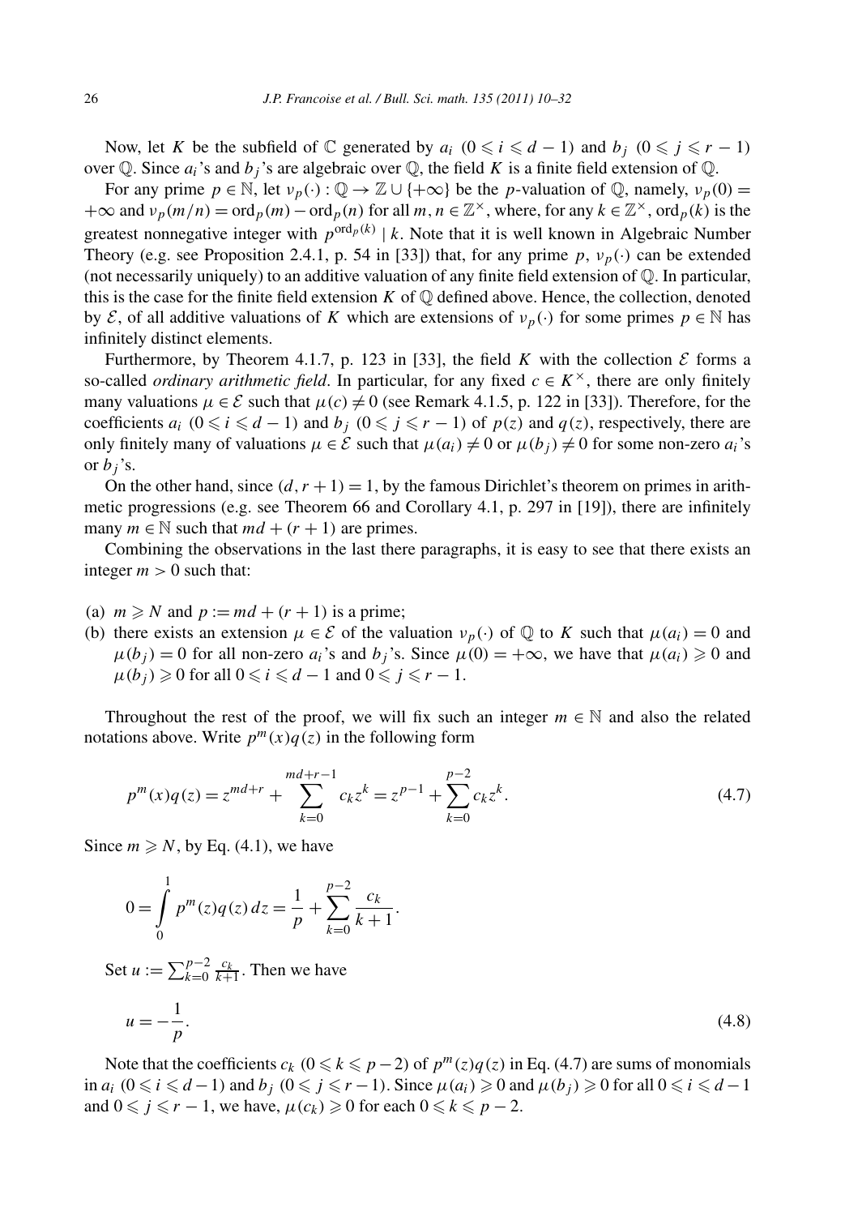Now, let $K$ be the subfield of $\mathbb{C}$ generated by $a_i$ $(0 \leqslant i \leqslant d-1)$ and $b_j$ $(0 \leqslant j \leqslant r-1)$ over $\mathbb{Q}$. Since $a_i$'s and $b_j$'s are algebraic over $\mathbb{Q}$, the field $K$ is a finite field extension of $\mathbb{Q}$.

For any prime $p \in \mathbb{N}$, let $\nu_p(\cdot) : \mathbb{Q} \to \mathbb{Z} \cup \{+\infty\}$ be the $p$-valuation of $\mathbb{Q}$, namely, $\nu_p(0) = +\infty$ and $\nu_p(m/n) = \operatorname{ord}_p(m) - \operatorname{ord}_p(n)$ for all $m, n \in \mathbb{Z}^\times$, where, for any $k \in \mathbb{Z}^\times$, $\operatorname{ord}_p(k)$ is the greatest nonnegative integer with $p^{\operatorname{ord}_p(k)} \mid k$. Note that it is well known in Algebraic Number Theory (e.g. see Proposition 2.4.1, p. 54 in [33]) that, for any prime $p$, $\nu_p(\cdot)$ can be extended (not necessarily uniquely) to an additive valuation of any finite field extension of $\mathbb{Q}$. In particular, this is the case for the finite field extension $K$ of $\mathbb{Q}$ defined above. Hence, the collection, denoted by $\mathcal{E}$, of all additive valuations of $K$ which are extensions of $\nu_p(\cdot)$ for some primes $p \in \mathbb{N}$ has infinitely distinct elements.

Furthermore, by Theorem 4.1.7, p. 123 in [33], the field $K$ with the collection $\mathcal{E}$ forms a so-called *ordinary arithmetic field*. In particular, for any fixed $c \in K^\times$, there are only finitely many valuations $\mu \in \mathcal{E}$ such that $\mu(c) \neq 0$ (see Remark 4.1.5, p. 122 in [33]). Therefore, for the coefficients $a_i$ $(0 \leqslant i \leqslant d-1)$ and $b_j$ $(0 \leqslant j \leqslant r-1)$ of $p(z)$ and $q(z)$, respectively, there are only finitely many of valuations $\mu \in \mathcal{E}$ such that $\mu(a_i) \neq 0$ or $\mu(b_j) \neq 0$ for some non-zero $a_i$'s or $b_j$'s.

On the other hand, since $(d, r+1) = 1$, by the famous Dirichlet's theorem on primes in arithmetic progressions (e.g. see Theorem 66 and Corollary 4.1, p. 297 in [19]), there are infinitely many $m \in \mathbb{N}$ such that $md + (r+1)$ are primes.

Combining the observations in the last there paragraphs, it is easy to see that there exists an integer $m > 0$ such that:

(a) $m \geqslant N$ and $p := md + (r+1)$ is a prime;
(b) there exists an extension $\mu \in \mathcal{E}$ of the valuation $\nu_p(\cdot)$ of $\mathbb{Q}$ to $K$ such that $\mu(a_i) = 0$ and $\mu(b_j) = 0$ for all non-zero $a_i$'s and $b_j$'s. Since $\mu(0) = +\infty$, we have that $\mu(a_i) \geqslant 0$ and $\mu(b_j) \geqslant 0$ for all $0 \leqslant i \leqslant d-1$ and $0 \leqslant j \leqslant r-1$.

Throughout the rest of the proof, we will fix such an integer $m \in \mathbb{N}$ and also the related notations above. Write $p^m(x)q(z)$ in the following form

$$p^m(x)q(z) = z^{md+r} + \sum_{k=0}^{md+r-1} c_k z^k = z^{p-1} + \sum_{k=0}^{p-2} c_k z^k. \tag{4.7}$$

Since $m \geqslant N$, by Eq. (4.1), we have

$$0 = \int_0^1 p^m(z)q(z)\,dz = \frac{1}{p} + \sum_{k=0}^{p-2} \frac{c_k}{k+1}.$$

Set $u := \sum_{k=0}^{p-2} \frac{c_k}{k+1}$. Then we have

$$u = -\frac{1}{p}. \tag{4.8}$$

Note that the coefficients $c_k$ $(0 \leqslant k \leqslant p-2)$ of $p^m(z)q(z)$ in Eq. (4.7) are sums of monomials in $a_i$ $(0 \leqslant i \leqslant d-1)$ and $b_j$ $(0 \leqslant j \leqslant r-1)$. Since $\mu(a_i) \geqslant 0$ and $\mu(b_j) \geqslant 0$ for all $0 \leqslant i \leqslant d-1$ and $0 \leqslant j \leqslant r-1$, we have, $\mu(c_k) \geqslant 0$ for each $0 \leqslant k \leqslant p-2$.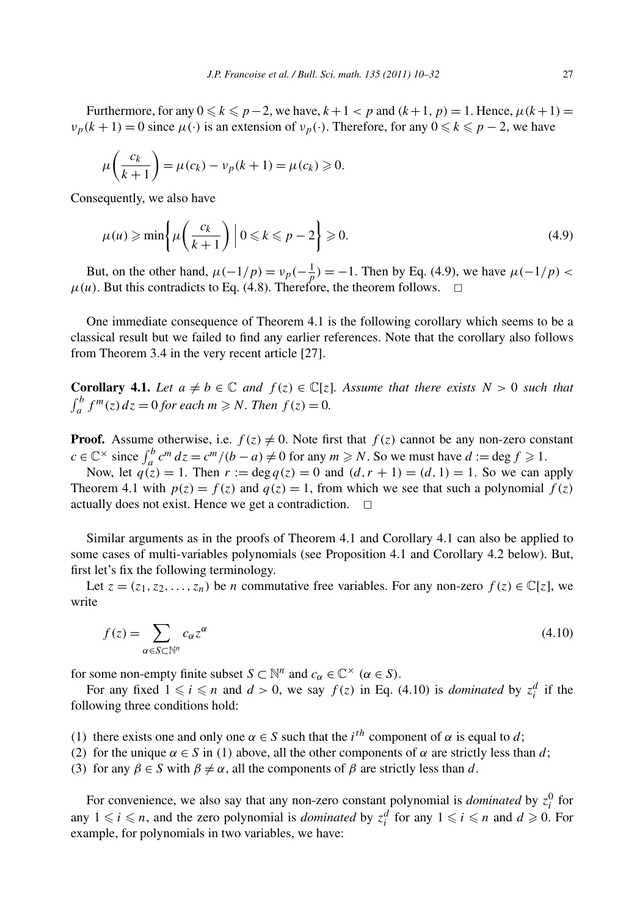Furthermore, for any $0 \leqslant k \leqslant p-2$, we have, $k+1 < p$ and $(k+1, p) = 1$. Hence, $\mu(k+1) = \nu_p(k+1) = 0$ since $\mu(\cdot)$ is an extension of $\nu_p(\cdot)$. Therefore, for any $0 \leqslant k \leqslant p-2$, we have

$$\mu\left(\frac{c_k}{k+1}\right) = \mu(c_k) - \nu_p(k+1) = \mu(c_k) \geqslant 0.$$

Consequently, we also have

$$\mu(u) \geqslant \min\left\{\mu\left(\frac{c_k}{k+1}\right) \,\Big|\, 0 \leqslant k \leqslant p-2\right\} \geqslant 0. \tag{4.9}$$

But, on the other hand, $\mu(-1/p) = \nu_p(-\frac{1}{p}) = -1$. Then by Eq. (4.9), we have $\mu(-1/p) < \mu(u)$. But this contradicts to Eq. (4.8). Therefore, the theorem follows. $\square$

One immediate consequence of Theorem 4.1 is the following corollary which seems to be a classical result but we failed to find any earlier references. Note that the corollary also follows from Theorem 3.4 in the very recent article [27].

**Corollary 4.1.** *Let $a \neq b \in \mathbb{C}$ and $f(z) \in \mathbb{C}[z]$. Assume that there exists $N > 0$ such that $\int_a^b f^m(z)\,dz = 0$ for each $m \geqslant N$. Then $f(z) = 0$.*

**Proof.** Assume otherwise, i.e. $f(z) \neq 0$. Note first that $f(z)$ cannot be any non-zero constant $c \in \mathbb{C}^\times$ since $\int_a^b c^m\,dz = c^m/(b-a) \neq 0$ for any $m \geqslant N$. So we must have $d := \deg f \geqslant 1$.

Now, let $q(z) = 1$. Then $r := \deg q(z) = 0$ and $(d, r+1) = (d, 1) = 1$. So we can apply Theorem 4.1 with $p(z) = f(z)$ and $q(z) = 1$, from which we see that such a polynomial $f(z)$ actually does not exist. Hence we get a contradiction. $\square$

Similar arguments as in the proofs of Theorem 4.1 and Corollary 4.1 can also be applied to some cases of multi-variables polynomials (see Proposition 4.1 and Corollary 4.2 below). But, first let's fix the following terminology.

Let $z = (z_1, z_2, \ldots, z_n)$ be $n$ commutative free variables. For any non-zero $f(z) \in \mathbb{C}[z]$, we write

$$f(z) = \sum_{\alpha \in S \subset \mathbb{N}^n} c_\alpha z^\alpha \tag{4.10}$$

for some non-empty finite subset $S \subset \mathbb{N}^n$ and $c_\alpha \in \mathbb{C}^\times$ $(\alpha \in S)$.

For any fixed $1 \leqslant i \leqslant n$ and $d > 0$, we say $f(z)$ in Eq. (4.10) is *dominated* by $z_i^d$ if the following three conditions hold:

(1) there exists one and only one $\alpha \in S$ such that the $i^{th}$ component of $\alpha$ is equal to $d$;
(2) for the unique $\alpha \in S$ in (1) above, all the other components of $\alpha$ are strictly less than $d$;
(3) for any $\beta \in S$ with $\beta \neq \alpha$, all the components of $\beta$ are strictly less than $d$.

For convenience, we also say that any non-zero constant polynomial is *dominated* by $z_i^0$ for any $1 \leqslant i \leqslant n$, and the zero polynomial is *dominated* by $z_i^d$ for any $1 \leqslant i \leqslant n$ and $d \geqslant 0$. For example, for polynomials in two variables, we have: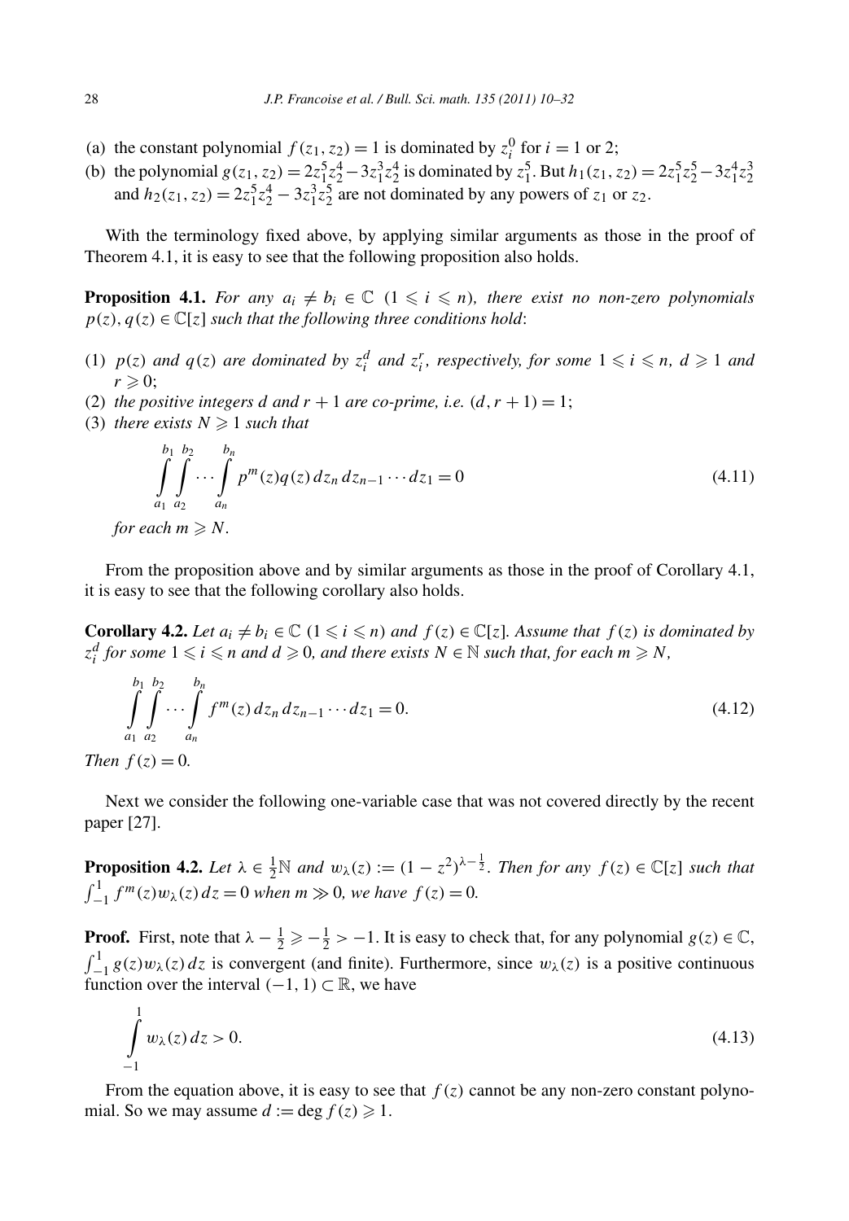(a) the constant polynomial $f(z_1, z_2) = 1$ is dominated by $z_i^0$ for $i = 1$ or 2;
(b) the polynomial $g(z_1, z_2) = 2z_1^5 z_2^4 - 3z_1^3 z_2^4$ is dominated by $z_1^5$. But $h_1(z_1, z_2) = 2z_1^5 z_2^5 - 3z_1^4 z_2^3$ and $h_2(z_1, z_2) = 2z_1^5 z_2^4 - 3z_1^3 z_2^5$ are not dominated by any powers of $z_1$ or $z_2$.

With the terminology fixed above, by applying similar arguments as those in the proof of Theorem 4.1, it is easy to see that the following proposition also holds.

**Proposition 4.1.** *For any $a_i \neq b_i \in \mathbb{C}$ $(1 \leqslant i \leqslant n)$, there exist no non-zero polynomials $p(z), q(z) \in \mathbb{C}[z]$ such that the following three conditions hold*:

(1) *$p(z)$ and $q(z)$ are dominated by $z_i^d$ and $z_i^r$, respectively, for some $1 \leqslant i \leqslant n$, $d \geqslant 1$ and $r \geqslant 0$;*
(2) *the positive integers $d$ and $r + 1$ are co-prime, i.e. $(d, r + 1) = 1$;*
(3) *there exists $N \geqslant 1$ such that*

$$\int_{a_1}^{b_1}\int_{a_2}^{b_2}\cdots\int_{a_n}^{b_n} p^m(z)q(z)\,dz_n\,dz_{n-1}\cdots dz_1 = 0 \tag{4.11}$$

*for each $m \geqslant N$.*

From the proposition above and by similar arguments as those in the proof of Corollary 4.1, it is easy to see that the following corollary also holds.

**Corollary 4.2.** *Let $a_i \neq b_i \in \mathbb{C}$ $(1 \leqslant i \leqslant n)$ and $f(z) \in \mathbb{C}[z]$. Assume that $f(z)$ is dominated by $z_i^d$ for some $1 \leqslant i \leqslant n$ and $d \geqslant 0$, and there exists $N \in \mathbb{N}$ such that, for each $m \geqslant N$,*

$$\int_{a_1}^{b_1}\int_{a_2}^{b_2}\cdots\int_{a_n}^{b_n} f^m(z)\,dz_n\,dz_{n-1}\cdots dz_1 = 0. \tag{4.12}$$

*Then $f(z) = 0$.*

Next we consider the following one-variable case that was not covered directly by the recent paper [27].

**Proposition 4.2.** *Let $\lambda \in \frac{1}{2}\mathbb{N}$ and $w_\lambda(z) := (1 - z^2)^{\lambda - \frac{1}{2}}$. Then for any $f(z) \in \mathbb{C}[z]$ such that $\int_{-1}^{1} f^m(z)w_\lambda(z)\,dz = 0$ when $m \gg 0$, we have $f(z) = 0$.*

**Proof.** First, note that $\lambda - \frac{1}{2} \geqslant -\frac{1}{2} > -1$. It is easy to check that, for any polynomial $g(z) \in \mathbb{C}$, $\int_{-1}^{1} g(z)w_\lambda(z)\,dz$ is convergent (and finite). Furthermore, since $w_\lambda(z)$ is a positive continuous function over the interval $(-1, 1) \subset \mathbb{R}$, we have

$$\int_{-1}^{1} w_\lambda(z)\,dz > 0. \tag{4.13}$$

From the equation above, it is easy to see that $f(z)$ cannot be any non-zero constant polynomial. So we may assume $d := \deg f(z) \geqslant 1$.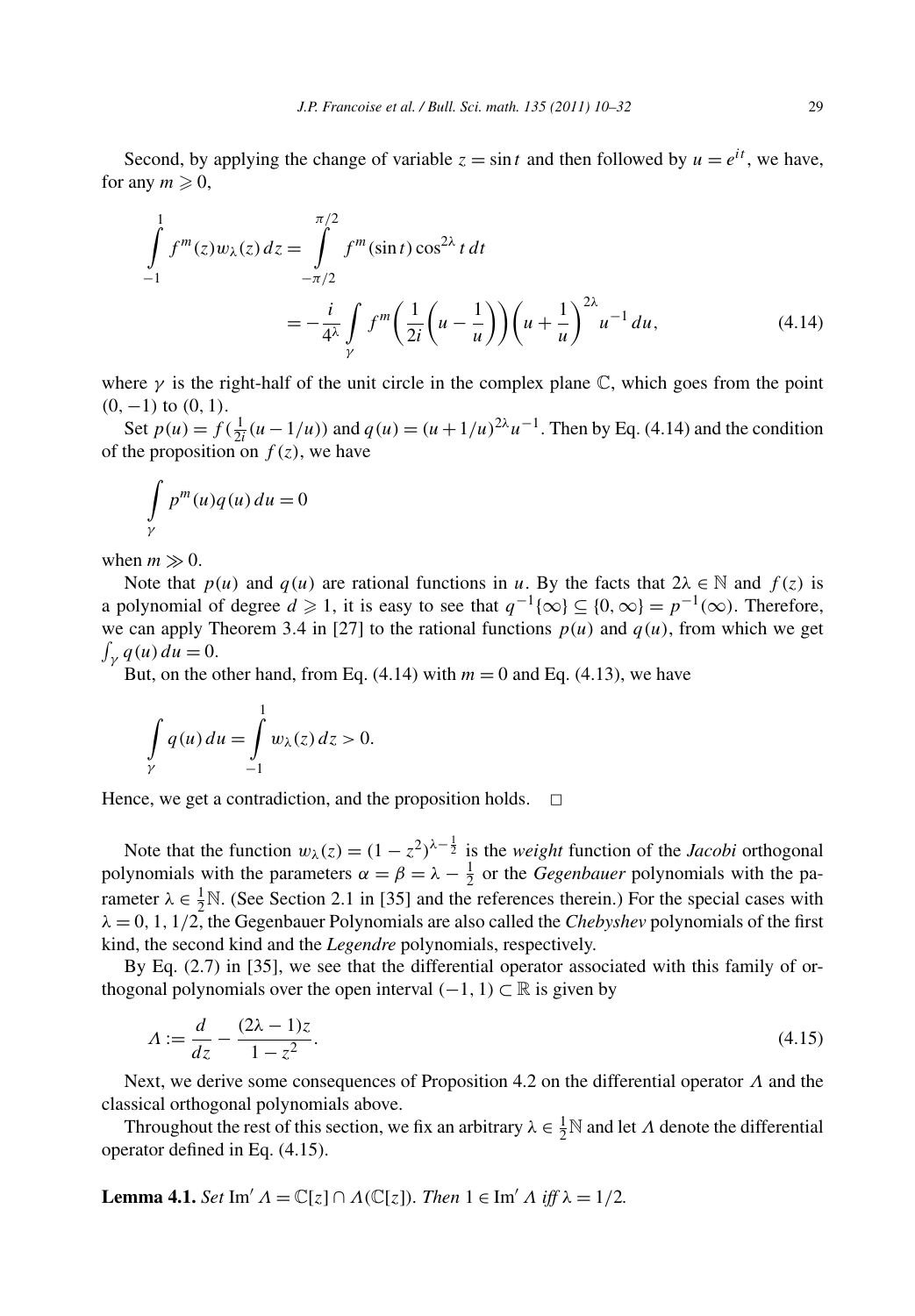Second, by applying the change of variable $z = \sin t$ and then followed by $u = e^{it}$, we have, for any $m \geqslant 0$,

$$\int_{-1}^{1} f^m(z) w_\lambda(z)\, dz = \int_{-\pi/2}^{\pi/2} f^m(\sin t) \cos^{2\lambda} t\, dt$$

$$= -\frac{i}{4^\lambda} \int_\gamma f^m\left(\frac{1}{2i}\left(u - \frac{1}{u}\right)\right)\left(u + \frac{1}{u}\right)^{2\lambda} u^{-1}\, du, \tag{4.14}$$

where $\gamma$ is the right-half of the unit circle in the complex plane $\mathbb{C}$, which goes from the point $(0, -1)$ to $(0, 1)$.

Set $p(u) = f(\frac{1}{2i}(u - 1/u))$ and $q(u) = (u + 1/u)^{2\lambda} u^{-1}$. Then by Eq. (4.14) and the condition of the proposition on $f(z)$, we have

$$\int_\gamma p^m(u) q(u)\, du = 0$$

when $m \gg 0$.

Note that $p(u)$ and $q(u)$ are rational functions in $u$. By the facts that $2\lambda \in \mathbb{N}$ and $f(z)$ is a polynomial of degree $d \geqslant 1$, it is easy to see that $q^{-1}\{\infty\} \subseteq \{0, \infty\} = p^{-1}(\infty)$. Therefore, we can apply Theorem 3.4 in [27] to the rational functions $p(u)$ and $q(u)$, from which we get $\int_\gamma q(u)\, du = 0$.

But, on the other hand, from Eq. (4.14) with $m = 0$ and Eq. (4.13), we have

$$\int_\gamma q(u)\, du = \int_{-1}^{1} w_\lambda(z)\, dz > 0.$$

Hence, we get a contradiction, and the proposition holds. $\square$

Note that the function $w_\lambda(z) = (1 - z^2)^{\lambda - \frac{1}{2}}$ is the *weight* function of the *Jacobi* orthogonal polynomials with the parameters $\alpha = \beta = \lambda - \frac{1}{2}$ or the *Gegenbauer* polynomials with the parameter $\lambda \in \frac{1}{2}\mathbb{N}$. (See Section 2.1 in [35] and the references therein.) For the special cases with $\lambda = 0, 1, 1/2$, the Gegenbauer Polynomials are also called the *Chebyshev* polynomials of the first kind, the second kind and the *Legendre* polynomials, respectively.

By Eq. (2.7) in [35], we see that the differential operator associated with this family of orthogonal polynomials over the open interval $(-1, 1) \subset \mathbb{R}$ is given by

$$\Lambda := \frac{d}{dz} - \frac{(2\lambda - 1)z}{1 - z^2}. \tag{4.15}$$

Next, we derive some consequences of Proposition 4.2 on the differential operator $\Lambda$ and the classical orthogonal polynomials above.

Throughout the rest of this section, we fix an arbitrary $\lambda \in \frac{1}{2}\mathbb{N}$ and let $\Lambda$ denote the differential operator defined in Eq. (4.15).

**Lemma 4.1.** *Set* $\operatorname{Im}' \Lambda = \mathbb{C}[z] \cap \Lambda(\mathbb{C}[z])$. *Then* $1 \in \operatorname{Im}' \Lambda$ *iff* $\lambda = 1/2$.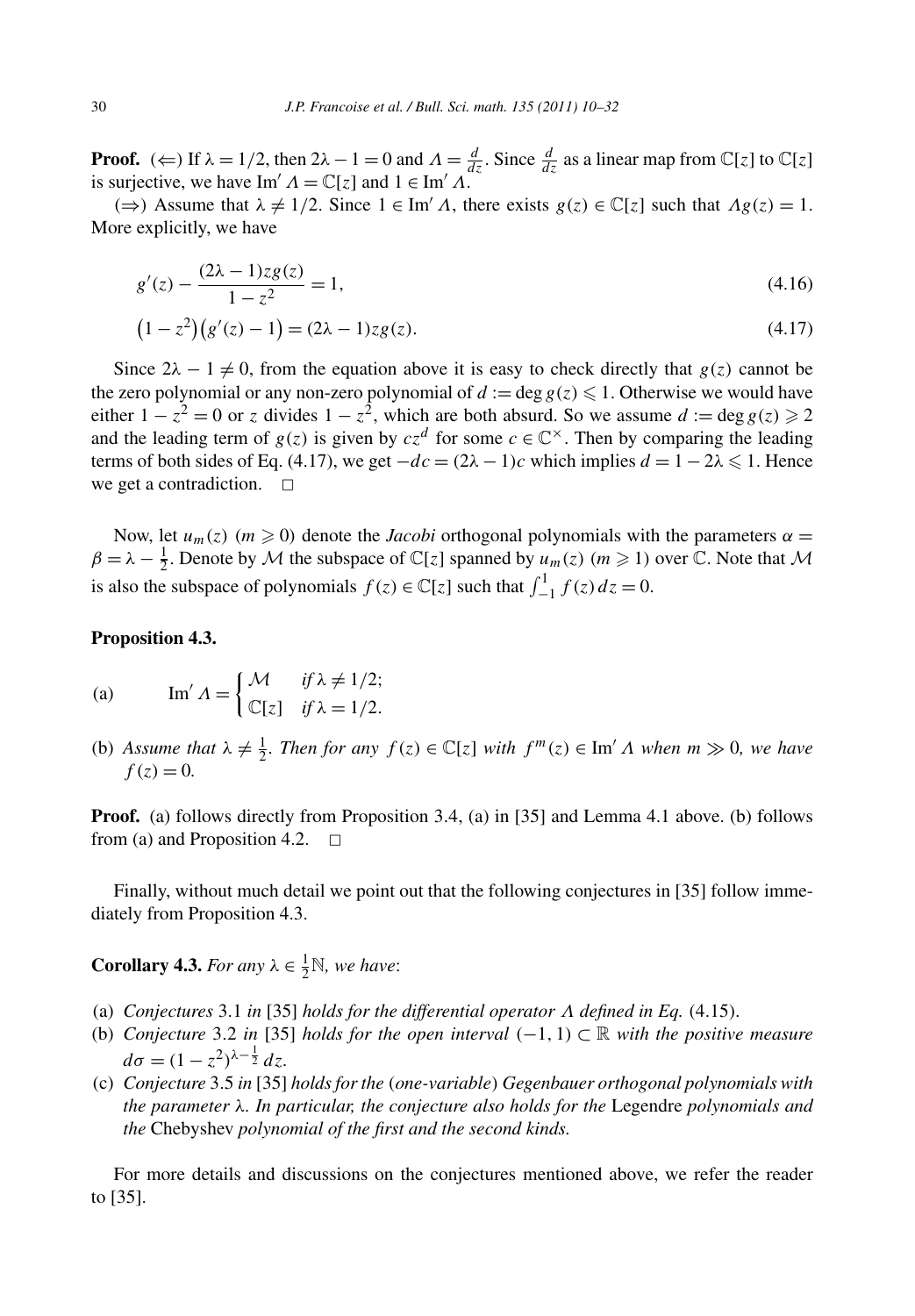**Proof.** ($\Leftarrow$) If $\lambda = 1/2$, then $2\lambda - 1 = 0$ and $\Lambda = \frac{d}{dz}$. Since $\frac{d}{dz}$ as a linear map from $\mathbb{C}[z]$ to $\mathbb{C}[z]$ is surjective, we have $\operatorname{Im}' \Lambda = \mathbb{C}[z]$ and $1 \in \operatorname{Im}' \Lambda$.

($\Rightarrow$) Assume that $\lambda \neq 1/2$. Since $1 \in \operatorname{Im}' \Lambda$, there exists $g(z) \in \mathbb{C}[z]$ such that $\Lambda g(z) = 1$. More explicitly, we have

$$g'(z) - \frac{(2\lambda - 1)zg(z)}{1 - z^2} = 1, \tag{4.16}$$

$$\left(1 - z^2\right)\left(g'(z) - 1\right) = (2\lambda - 1)zg(z). \tag{4.17}$$

Since $2\lambda - 1 \neq 0$, from the equation above it is easy to check directly that $g(z)$ cannot be the zero polynomial or any non-zero polynomial of $d := \deg g(z) \leqslant 1$. Otherwise we would have either $1 - z^2 = 0$ or $z$ divides $1 - z^2$, which are both absurd. So we assume $d := \deg g(z) \geqslant 2$ and the leading term of $g(z)$ is given by $cz^d$ for some $c \in \mathbb{C}^\times$. Then by comparing the leading terms of both sides of Eq. (4.17), we get $-dc = (2\lambda - 1)c$ which implies $d = 1 - 2\lambda \leqslant 1$. Hence we get a contradiction. $\square$

Now, let $u_m(z)$ ($m \geqslant 0$) denote the *Jacobi* orthogonal polynomials with the parameters $\alpha = \beta = \lambda - \frac{1}{2}$. Denote by $\mathcal{M}$ the subspace of $\mathbb{C}[z]$ spanned by $u_m(z)$ ($m \geqslant 1$) over $\mathbb{C}$. Note that $\mathcal{M}$ is also the subspace of polynomials $f(z) \in \mathbb{C}[z]$ such that $\int_{-1}^{1} f(z)\,dz = 0$.

**Proposition 4.3.**

(a) $$\operatorname{Im}' \Lambda = \begin{cases} \mathcal{M} & \text{if } \lambda \neq 1/2; \\ \mathbb{C}[z] & \text{if } \lambda = 1/2. \end{cases}$$

(b) *Assume that $\lambda \neq \frac{1}{2}$. Then for any $f(z) \in \mathbb{C}[z]$ with $f^m(z) \in \operatorname{Im}' \Lambda$ when $m \gg 0$, we have $f(z) = 0$.*

**Proof.** (a) follows directly from Proposition 3.4, (a) in [35] and Lemma 4.1 above. (b) follows from (a) and Proposition 4.2. $\square$

Finally, without much detail we point out that the following conjectures in [35] follow immediately from Proposition 4.3.

**Corollary 4.3.** *For any $\lambda \in \frac{1}{2}\mathbb{N}$, we have*:

(a) *Conjectures* 3.1 *in* [35] *holds for the differential operator $\Lambda$ defined in Eq.* (4.15).

(b) *Conjecture* 3.2 *in* [35] *holds for the open interval $(-1, 1) \subset \mathbb{R}$ with the positive measure $d\sigma = (1 - z^2)^{\lambda - \frac{1}{2}}\,dz$.*

(c) *Conjecture* 3.5 *in* [35] *holds for the* (*one-variable*) *Gegenbauer orthogonal polynomials with the parameter $\lambda$. In particular, the conjecture also holds for the* Legendre *polynomials and the* Chebyshev *polynomial of the first and the second kinds.*

For more details and discussions on the conjectures mentioned above, we refer the reader to [35].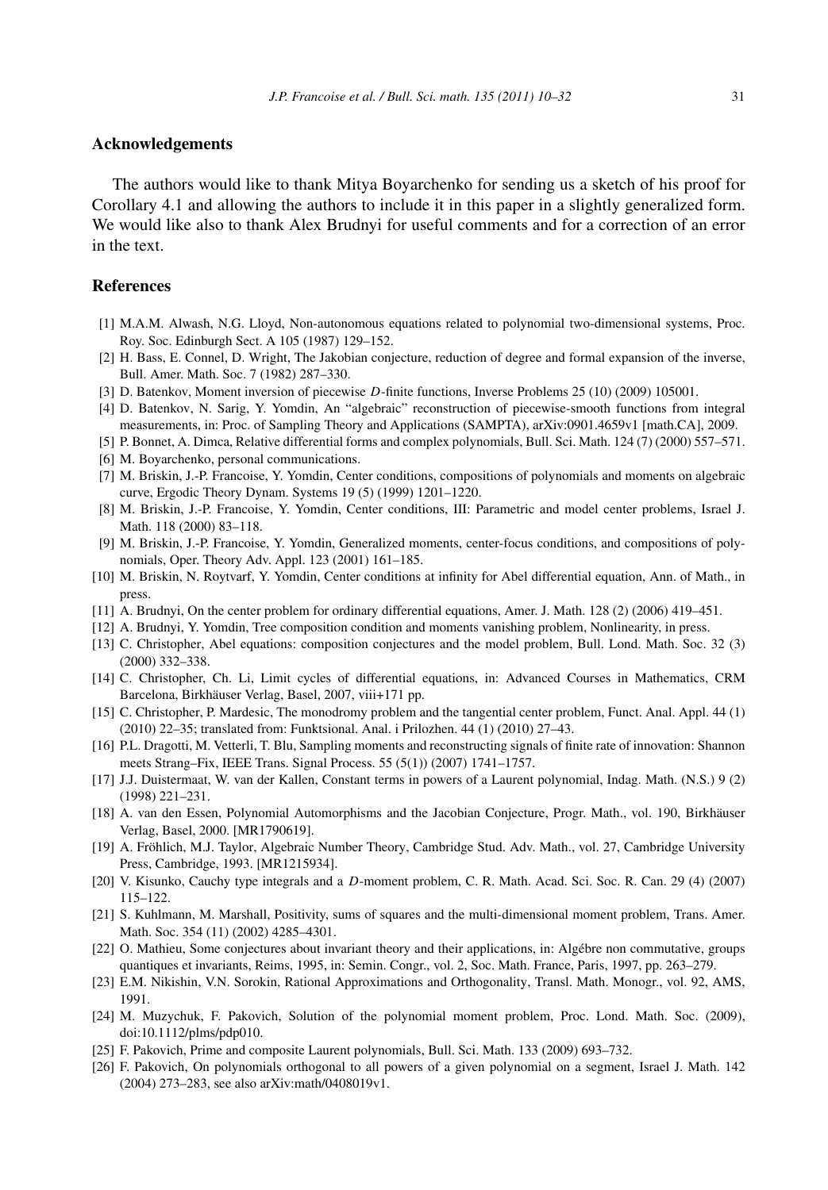## Acknowledgements

The authors would like to thank Mitya Boyarchenko for sending us a sketch of his proof for Corollary 4.1 and allowing the authors to include it in this paper in a slightly generalized form. We would like also to thank Alex Brudnyi for useful comments and for a correction of an error in the text.

## References

[1] M.A.M. Alwash, N.G. Lloyd, Non-autonomous equations related to polynomial two-dimensional systems, Proc. Roy. Soc. Edinburgh Sect. A 105 (1987) 129–152.

[2] H. Bass, E. Connel, D. Wright, The Jakobian conjecture, reduction of degree and formal expansion of the inverse, Bull. Amer. Math. Soc. 7 (1982) 287–330.

[3] D. Batenkov, Moment inversion of piecewise $D$-finite functions, Inverse Problems 25 (10) (2009) 105001.

[4] D. Batenkov, N. Sarig, Y. Yomdin, An "algebraic" reconstruction of piecewise-smooth functions from integral measurements, in: Proc. of Sampling Theory and Applications (SAMPTA), arXiv:0901.4659v1 [math.CA], 2009.

[5] P. Bonnet, A. Dimca, Relative differential forms and complex polynomials, Bull. Sci. Math. 124 (7) (2000) 557–571.

[6] M. Boyarchenko, personal communications.

[7] M. Briskin, J.-P. Francoise, Y. Yomdin, Center conditions, compositions of polynomials and moments on algebraic curve, Ergodic Theory Dynam. Systems 19 (5) (1999) 1201–1220.

[8] M. Briskin, J.-P. Francoise, Y. Yomdin, Center conditions, III: Parametric and model center problems, Israel J. Math. 118 (2000) 83–118.

[9] M. Briskin, J.-P. Francoise, Y. Yomdin, Generalized moments, center-focus conditions, and compositions of polynomials, Oper. Theory Adv. Appl. 123 (2001) 161–185.

[10] M. Briskin, N. Roytvarf, Y. Yomdin, Center conditions at infinity for Abel differential equation, Ann. of Math., in press.

[11] A. Brudnyi, On the center problem for ordinary differential equations, Amer. J. Math. 128 (2) (2006) 419–451.

[12] A. Brudnyi, Y. Yomdin, Tree composition condition and moments vanishing problem, Nonlinearity, in press.

[13] C. Christopher, Abel equations: composition conjectures and the model problem, Bull. Lond. Math. Soc. 32 (3) (2000) 332–338.

[14] C. Christopher, Ch. Li, Limit cycles of differential equations, in: Advanced Courses in Mathematics, CRM Barcelona, Birkhäuser Verlag, Basel, 2007, viii+171 pp.

[15] C. Christopher, P. Mardesic, The monodromy problem and the tangential center problem, Funct. Anal. Appl. 44 (1) (2010) 22–35; translated from: Funktsional. Anal. i Prilozhen. 44 (1) (2010) 27–43.

[16] P.L. Dragotti, M. Vetterli, T. Blu, Sampling moments and reconstructing signals of finite rate of innovation: Shannon meets Strang–Fix, IEEE Trans. Signal Process. 55 (5(1)) (2007) 1741–1757.

[17] J.J. Duistermaat, W. van der Kallen, Constant terms in powers of a Laurent polynomial, Indag. Math. (N.S.) 9 (2) (1998) 221–231.

[18] A. van den Essen, Polynomial Automorphisms and the Jacobian Conjecture, Progr. Math., vol. 190, Birkhäuser Verlag, Basel, 2000. [MR1790619].

[19] A. Fröhlich, M.J. Taylor, Algebraic Number Theory, Cambridge Stud. Adv. Math., vol. 27, Cambridge University Press, Cambridge, 1993. [MR1215934].

[20] V. Kisunko, Cauchy type integrals and a $D$-moment problem, C. R. Math. Acad. Sci. Soc. R. Can. 29 (4) (2007) 115–122.

[21] S. Kuhlmann, M. Marshall, Positivity, sums of squares and the multi-dimensional moment problem, Trans. Amer. Math. Soc. 354 (11) (2002) 4285–4301.

[22] O. Mathieu, Some conjectures about invariant theory and their applications, in: Algébre non commutative, groups quantiques et invariants, Reims, 1995, in: Semin. Congr., vol. 2, Soc. Math. France, Paris, 1997, pp. 263–279.

[23] E.M. Nikishin, V.N. Sorokin, Rational Approximations and Orthogonality, Transl. Math. Monogr., vol. 92, AMS, 1991.

[24] M. Muzychuk, F. Pakovich, Solution of the polynomial moment problem, Proc. Lond. Math. Soc. (2009), doi:10.1112/plms/pdp010.

[25] F. Pakovich, Prime and composite Laurent polynomials, Bull. Sci. Math. 133 (2009) 693–732.

[26] F. Pakovich, On polynomials orthogonal to all powers of a given polynomial on a segment, Israel J. Math. 142 (2004) 273–283, see also arXiv:math/0408019v1.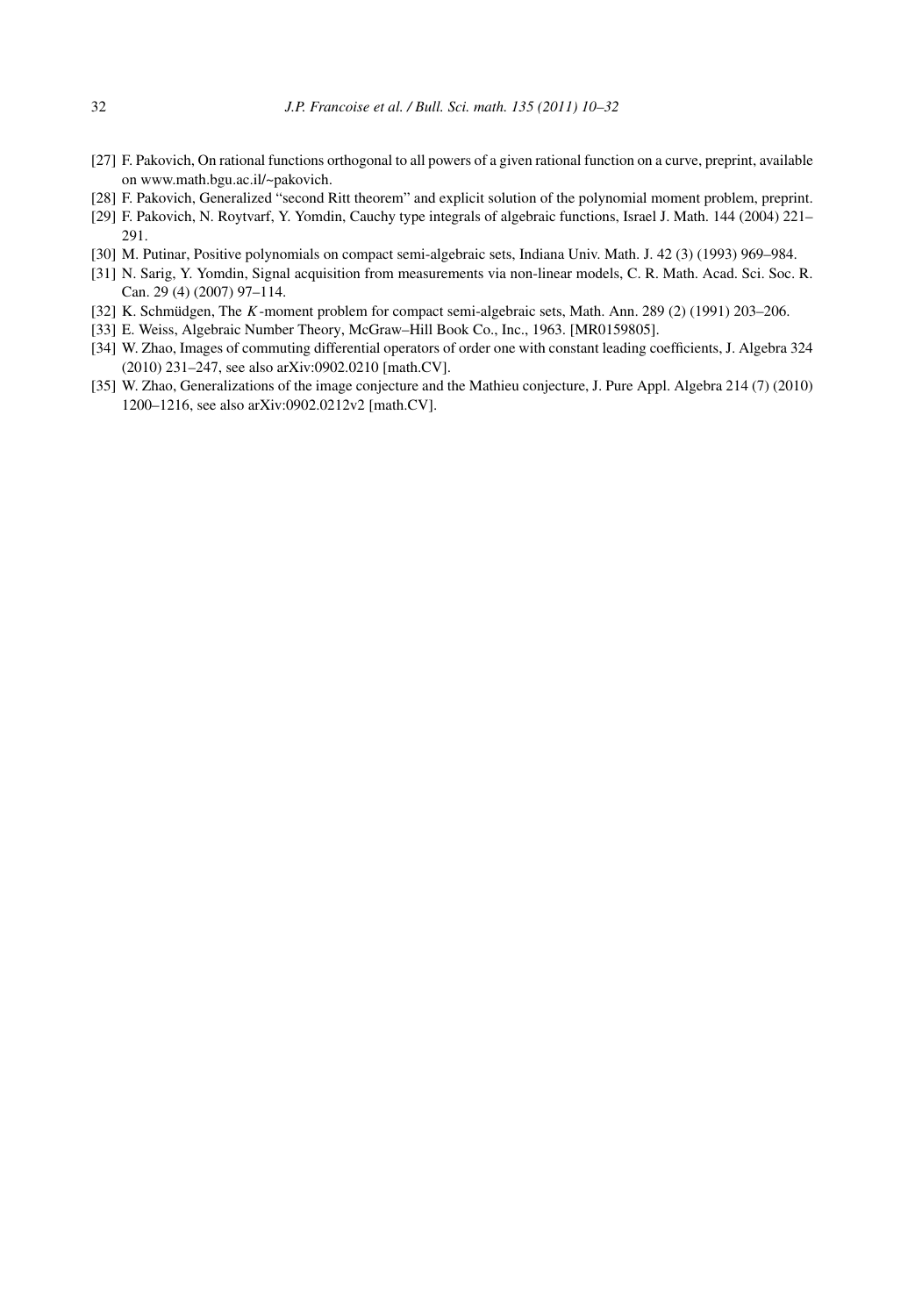[27] F. Pakovich, On rational functions orthogonal to all powers of a given rational function on a curve, preprint, available on www.math.bgu.ac.il/~pakovich.

[28] F. Pakovich, Generalized "second Ritt theorem" and explicit solution of the polynomial moment problem, preprint.

[29] F. Pakovich, N. Roytvarf, Y. Yomdin, Cauchy type integrals of algebraic functions, Israel J. Math. 144 (2004) 221–291.

[30] M. Putinar, Positive polynomials on compact semi-algebraic sets, Indiana Univ. Math. J. 42 (3) (1993) 969–984.

[31] N. Sarig, Y. Yomdin, Signal acquisition from measurements via non-linear models, C. R. Math. Acad. Sci. Soc. R. Can. 29 (4) (2007) 97–114.

[32] K. Schmüdgen, The $K$-moment problem for compact semi-algebraic sets, Math. Ann. 289 (2) (1991) 203–206.

[33] E. Weiss, Algebraic Number Theory, McGraw–Hill Book Co., Inc., 1963. [MR0159805].

[34] W. Zhao, Images of commuting differential operators of order one with constant leading coefficients, J. Algebra 324 (2010) 231–247, see also arXiv:0902.0210 [math.CV].

[35] W. Zhao, Generalizations of the image conjecture and the Mathieu conjecture, J. Pure Appl. Algebra 214 (7) (2010) 1200–1216, see also arXiv:0902.0212v2 [math.CV].